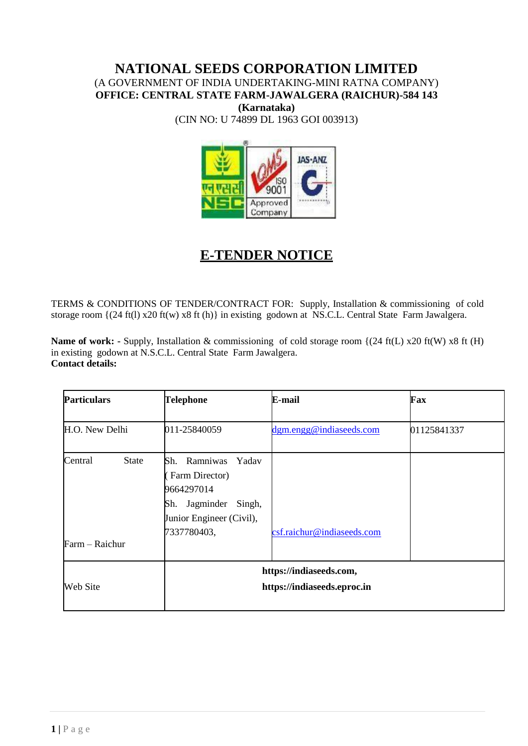# NATIONAL SEEDS CORPORATION LIMITED

(A GOVERNMENT OF INDIA UNDERTAKING-MINI RATNA COMPANY)

**OFFICE: CENTRAL STATE FARM-JAWALGERA (RAICHUR)-584 143**

**(Karnataka)**

(CIN NO: U 74899 DL 1963 GOI 003913)

## E-TENDER NOTICE

TERMS & CONDITIONS OF TENDER/CONTRACT FOR: Supply, Installation & commissioning of cold storage room {(24 ft(l) x20 ft(w) x8 ft (h)} in existing godown at NS.C.L. Central State Farm Jawalgera.

**Name of work: -** Supply, Installation & commissioning of cold storage room {(24 ft(L) x20 ft(W) x8 ft (H) in existing godown at N.S.C.L. Central State Farm Jawalgera.

**Contact details:**

| **Particulars** | **Telephone** | **E-mail** | **Fax** |
|---|---|---|---|
| H.O. New Delhi | 011-25840059 | dgm.engg@indiaseeds.com | 01125841337 |
| Central State Farm – Raichur | Sh. Ramniwas Yadav ( Farm Director) 9664297014 Sh. Jagminder Singh, Junior Engineer (Civil), 7337780403, | csf.raichur@indiaseeds.com | |
| Web Site | **https://indiaseeds.com, https://indiaseeds.eproc.in** | | |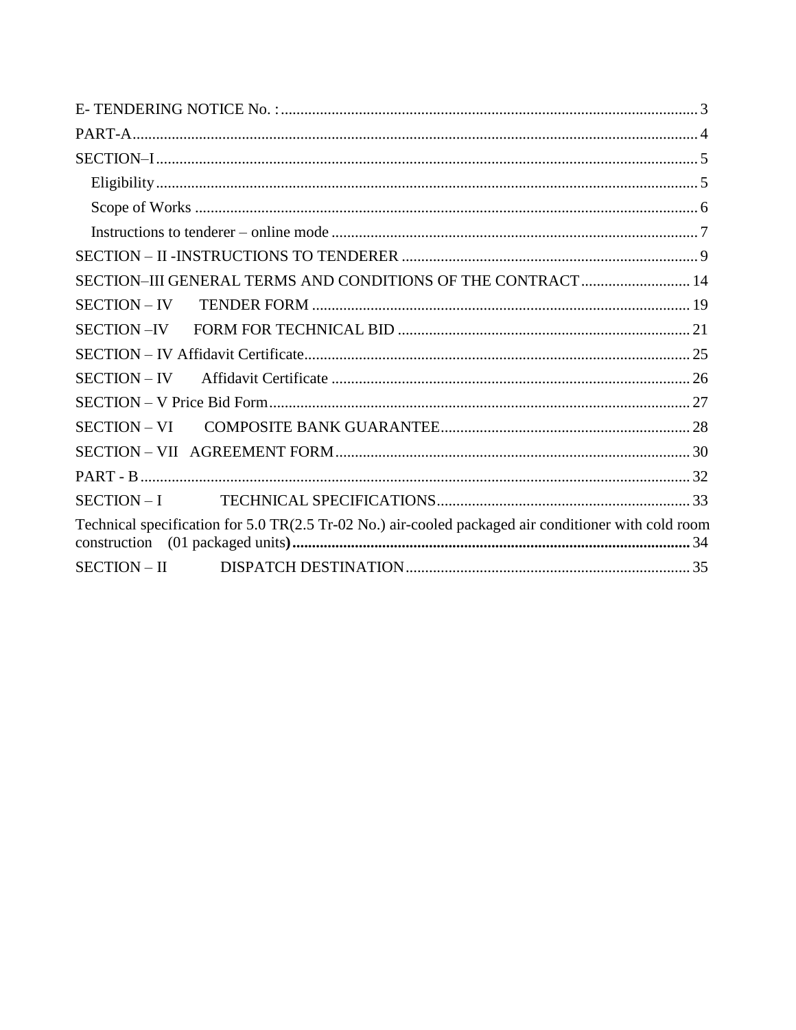E- TENDERING NOTICE No. : .......... 3

PART-A .......... 4

SECTION–I .......... 5

- Eligibility .......... 5
- Scope of Works .......... 6
- Instructions to tenderer – online mode .......... 7

SECTION – II -INSTRUCTIONS TO TENDERER .......... 9

SECTION–III GENERAL TERMS AND CONDITIONS OF THE CONTRACT .......... 14

SECTION – IV TENDER FORM .......... 19

SECTION –IV FORM FOR TECHNICAL BID .......... 21

SECTION – IV Affidavit Certificate .......... 25

SECTION – IV Affidavit Certificate .......... 26

SECTION – V Price Bid Form .......... 27

SECTION – VI COMPOSITE BANK GUARANTEE .......... 28

SECTION – VII AGREEMENT FORM .......... 30

PART - B .......... 32

SECTION – I TECHNICAL SPECIFICATIONS .......... 33

Technical specification for 5.0 TR(2.5 Tr-02 No.) air-cooled packaged air conditioner with cold room construction (01 packaged units) .......... 34

SECTION – II DISPATCH DESTINATION .......... 35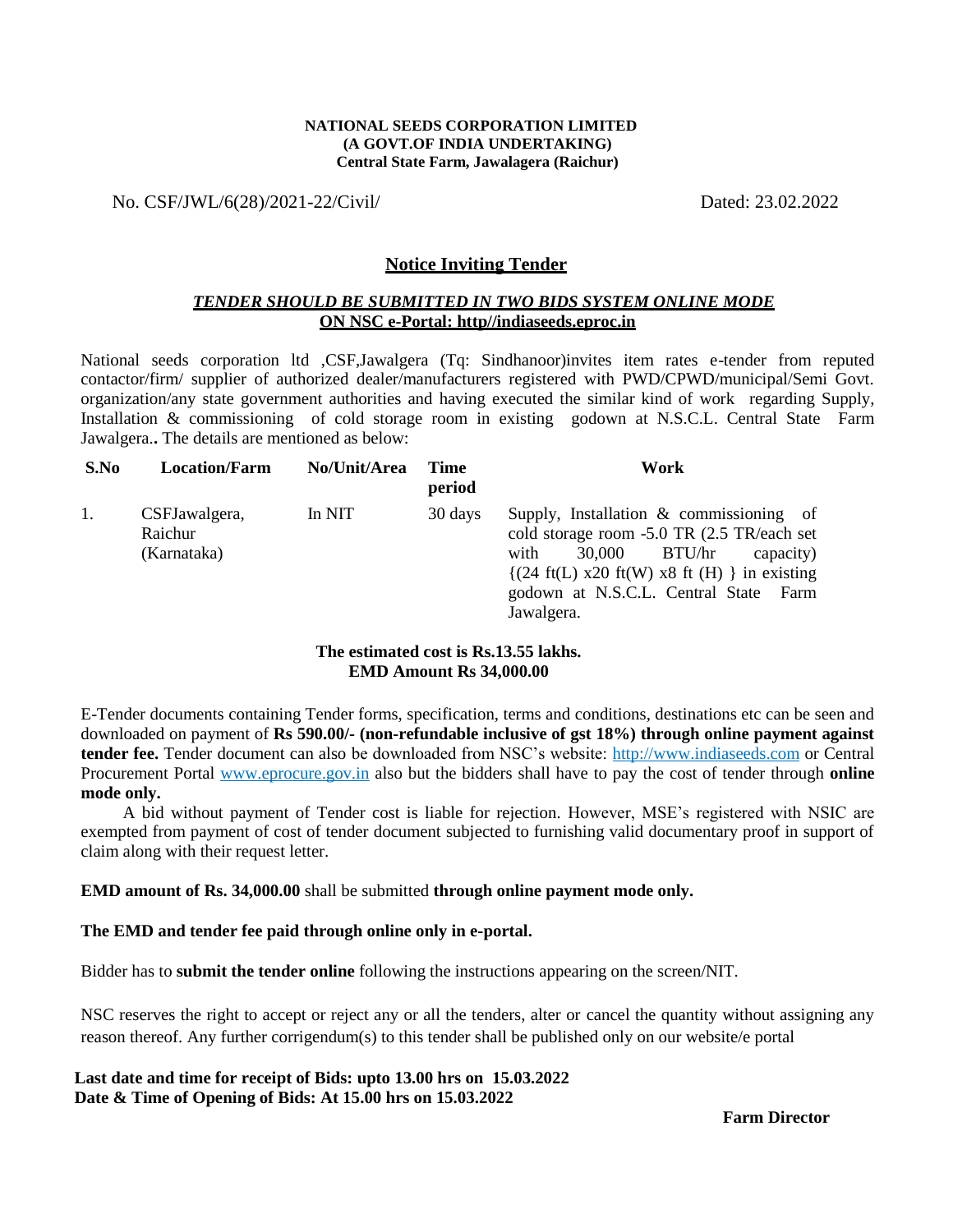**NATIONAL SEEDS CORPORATION LIMITED**
**(A GOVT.OF INDIA UNDERTAKING)**
**Central State Farm, Jawalagera (Raichur)**

No. CSF/JWL/6(28)/2021-22/Civil/ Dated: 23.02.2022

## Notice Inviting Tender

***TENDER SHOULD BE SUBMITTED IN TWO BIDS SYSTEM ONLINE MODE***
**ON NSC e-Portal: http//indiaseeds.eproc.in**

National seeds corporation ltd ,CSF,Jawalgera (Tq: Sindhanoor)invites item rates e-tender from reputed contactor/firm/ supplier of authorized dealer/manufacturers registered with PWD/CPWD/municipal/Semi Govt. organization/any state government authorities and having executed the similar kind of work regarding Supply, Installation & commissioning of cold storage room in existing godown at N.S.C.L. Central State Farm Jawalgera**..** The details are mentioned as below:

| S.No | Location/Farm | No/Unit/Area | Time period | Work |
|---|---|---|---|---|
| 1. | CSFJawalgera, Raichur (Karnataka) | In NIT | 30 days | Supply, Installation & commissioning of cold storage room -5.0 TR (2.5 TR/each set with 30,000 BTU/hr capacity) {(24 ft(L) x20 ft(W) x8 ft (H) } in existing godown at N.S.C.L. Central State Farm Jawalgera. |

**The estimated cost is Rs.13.55 lakhs.**
**EMD Amount Rs 34,000.00**

E-Tender documents containing Tender forms, specification, terms and conditions, destinations etc can be seen and downloaded on payment of **Rs 590.00/- (non-refundable inclusive of gst 18%) through online payment against tender fee.** Tender document can also be downloaded from NSC's website: http://www.indiaseeds.com or Central Procurement Portal www.eprocure.gov.in also but the bidders shall have to pay the cost of tender through **online mode only.**

A bid without payment of Tender cost is liable for rejection. However, MSE's registered with NSIC are exempted from payment of cost of tender document subjected to furnishing valid documentary proof in support of claim along with their request letter.

**EMD amount of Rs. 34,000.00** shall be submitted **through online payment mode only.**

**The EMD and tender fee paid through online only in e-portal.**

Bidder has to **submit the tender online** following the instructions appearing on the screen/NIT.

NSC reserves the right to accept or reject any or all the tenders, alter or cancel the quantity without assigning any reason thereof. Any further corrigendum(s) to this tender shall be published only on our website/e portal

**Last date and time for receipt of Bids: upto 13.00 hrs on 15.03.2022**
**Date & Time of Opening of Bids: At 15.00 hrs on 15.03.2022**

**Farm Director**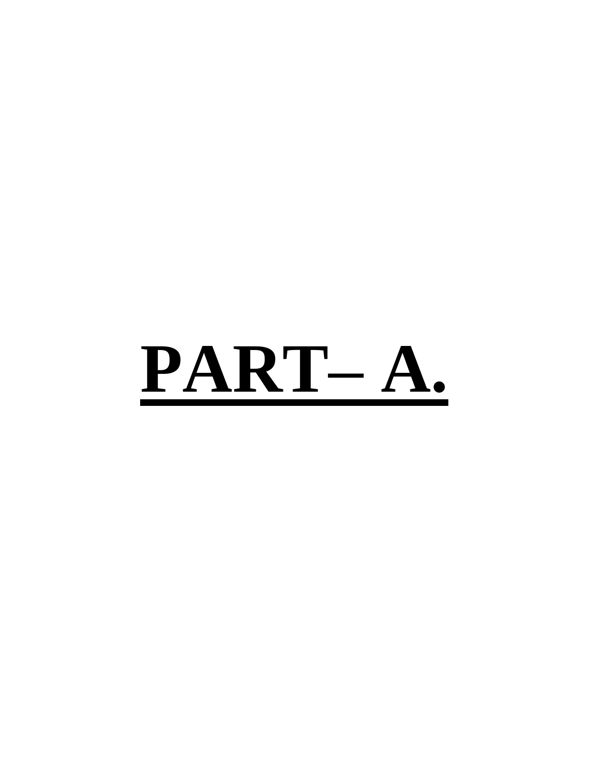# **PART– A.**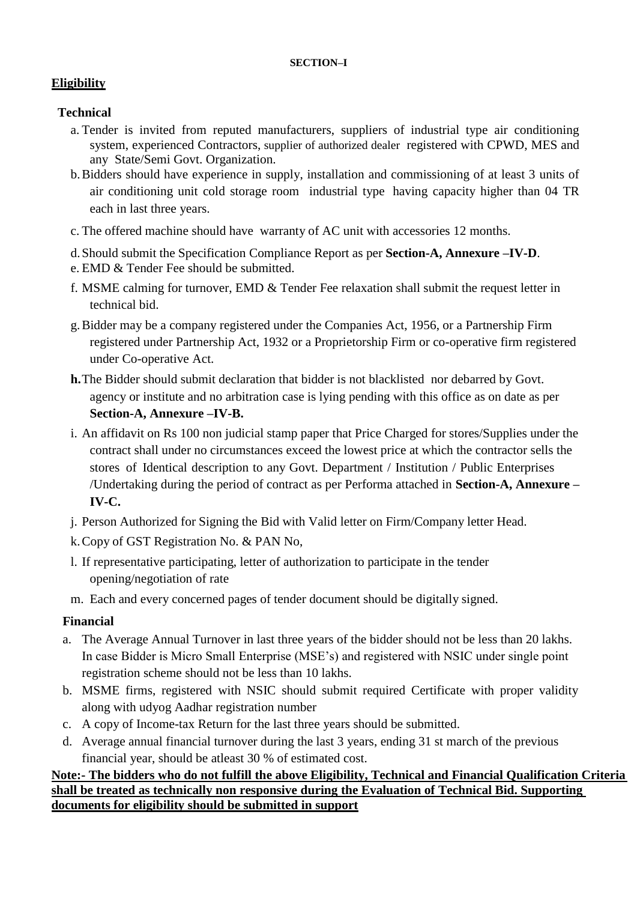**SECTION–I**

## Eligibility

### Technical

a. Tender is invited from reputed manufacturers, suppliers of industrial type air conditioning system, experienced Contractors, supplier of authorized dealer registered with CPWD, MES and any State/Semi Govt. Organization.

b. Bidders should have experience in supply, installation and commissioning of at least 3 units of air conditioning unit cold storage room industrial type having capacity higher than 04 TR each in last three years.

c. The offered machine should have warranty of AC unit with accessories 12 months.

d. Should submit the Specification Compliance Report as per **Section-A, Annexure –IV-D**.

e. EMD & Tender Fee should be submitted.

f. MSME calming for turnover, EMD & Tender Fee relaxation shall submit the request letter in technical bid.

g. Bidder may be a company registered under the Companies Act, 1956, or a Partnership Firm registered under Partnership Act, 1932 or a Proprietorship Firm or co-operative firm registered under Co-operative Act.

**h.** The Bidder should submit declaration that bidder is not blacklisted nor debarred by Govt. agency or institute and no arbitration case is lying pending with this office as on date as per **Section-A, Annexure –IV-B.**

i. An affidavit on Rs 100 non judicial stamp paper that Price Charged for stores/Supplies under the contract shall under no circumstances exceed the lowest price at which the contractor sells the stores of Identical description to any Govt. Department / Institution / Public Enterprises /Undertaking during the period of contract as per Performa attached in **Section-A, Annexure –IV-C.**

j. Person Authorized for Signing the Bid with Valid letter on Firm/Company letter Head.

k. Copy of GST Registration No. & PAN No,

l. If representative participating, letter of authorization to participate in the tender opening/negotiation of rate

m. Each and every concerned pages of tender document should be digitally signed.

### Financial

a. The Average Annual Turnover in last three years of the bidder should not be less than 20 lakhs. In case Bidder is Micro Small Enterprise (MSE's) and registered with NSIC under single point registration scheme should not be less than 10 lakhs.

b. MSME firms, registered with NSIC should submit required Certificate with proper validity along with udyog Aadhar registration number

c. A copy of Income-tax Return for the last three years should be submitted.

d. Average annual financial turnover during the last 3 years, ending 31 st march of the previous financial year, should be atleast 30 % of estimated cost.

**Note:- The bidders who do not fulfill the above Eligibility, Technical and Financial Qualification Criteria shall be treated as technically non responsive during the Evaluation of Technical Bid. Supporting documents for eligibility should be submitted in support**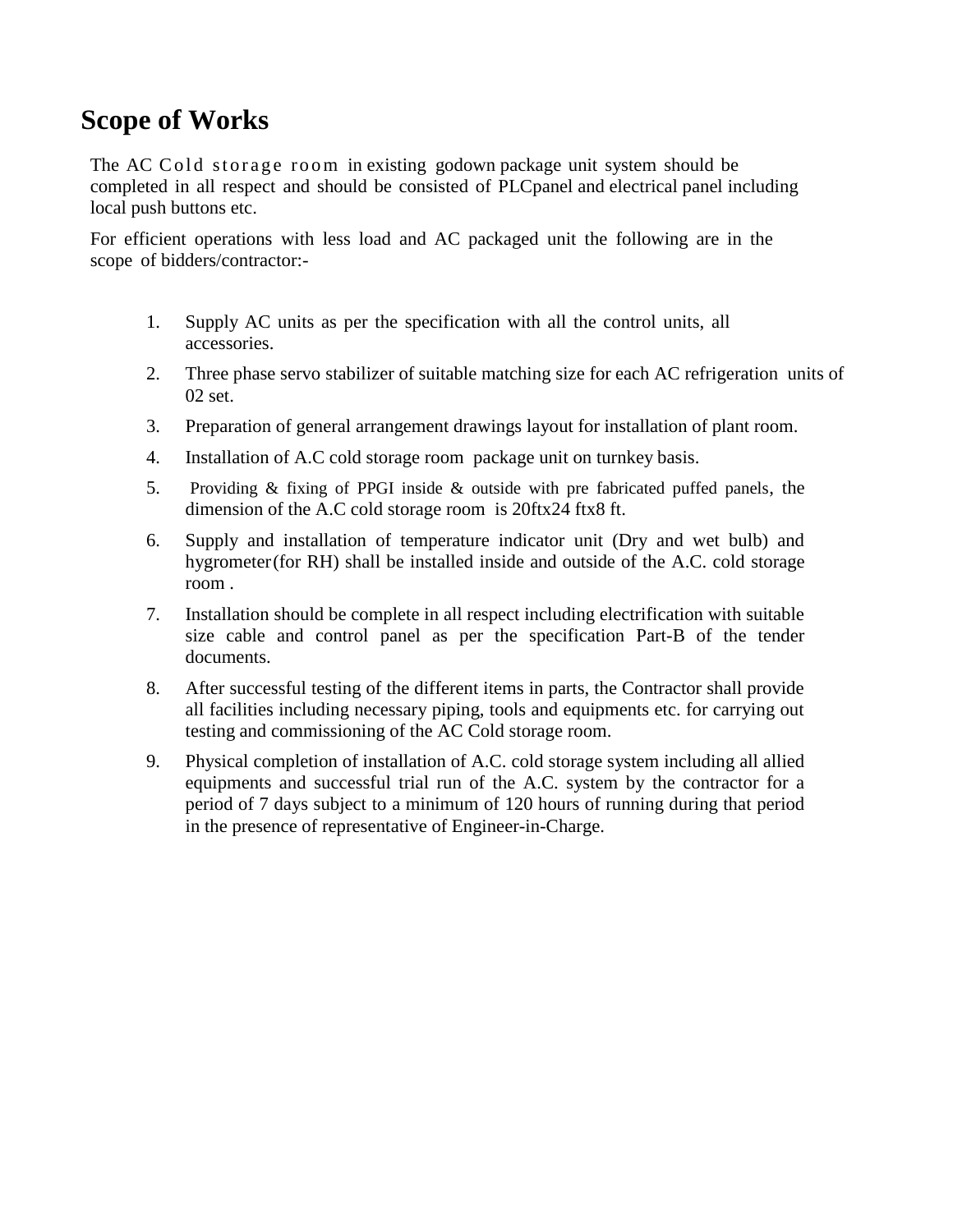# Scope of Works

The AC Cold storage room in existing godown package unit system should be completed in all respect and should be consisted of PLCpanel and electrical panel including local push buttons etc.

For efficient operations with less load and AC packaged unit the following are in the scope of bidders/contractor:-

1. Supply AC units as per the specification with all the control units, all accessories.
2. Three phase servo stabilizer of suitable matching size for each AC refrigeration units of 02 set.
3. Preparation of general arrangement drawings layout for installation of plant room.
4. Installation of A.C cold storage room package unit on turnkey basis.
5. Providing & fixing of PPGI inside & outside with pre fabricated puffed panels, the dimension of the A.C cold storage room is 20ftx24 ftx8 ft.
6. Supply and installation of temperature indicator unit (Dry and wet bulb) and hygrometer(for RH) shall be installed inside and outside of the A.C. cold storage room .
7. Installation should be complete in all respect including electrification with suitable size cable and control panel as per the specification Part-B of the tender documents.
8. After successful testing of the different items in parts, the Contractor shall provide all facilities including necessary piping, tools and equipments etc. for carrying out testing and commissioning of the AC Cold storage room.
9. Physical completion of installation of A.C. cold storage system including all allied equipments and successful trial run of the A.C. system by the contractor for a period of 7 days subject to a minimum of 120 hours of running during that period in the presence of representative of Engineer-in-Charge.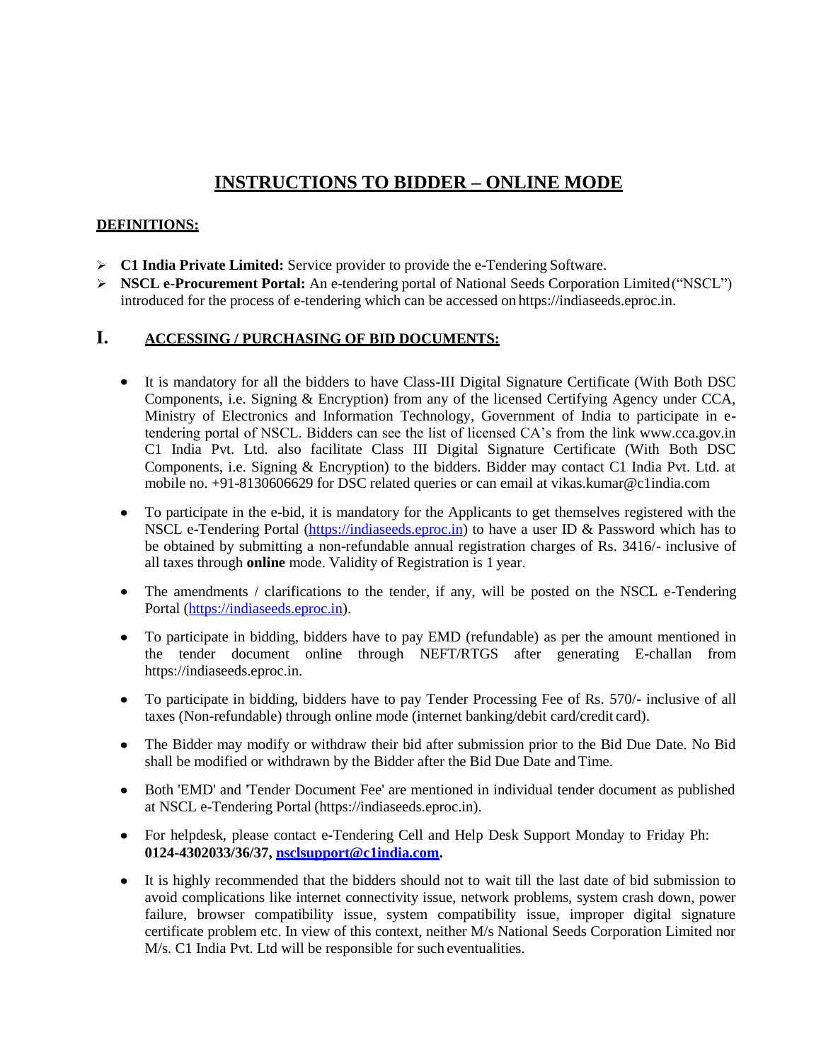# INSTRUCTIONS TO BIDDER – ONLINE MODE

## DEFINITIONS:

- **C1 India Private Limited:** Service provider to provide the e-Tendering Software.
- **NSCL e-Procurement Portal:** An e-tendering portal of National Seeds Corporation Limited ("NSCL") introduced for the process of e-tendering which can be accessed on https://indiaseeds.eproc.in.

## I. ACCESSING / PURCHASING OF BID DOCUMENTS:

- It is mandatory for all the bidders to have Class-III Digital Signature Certificate (With Both DSC Components, i.e. Signing & Encryption) from any of the licensed Certifying Agency under CCA, Ministry of Electronics and Information Technology, Government of India to participate in e-tendering portal of NSCL. Bidders can see the list of licensed CA's from the link www.cca.gov.in C1 India Pvt. Ltd. also facilitate Class III Digital Signature Certificate (With Both DSC Components, i.e. Signing & Encryption) to the bidders. Bidder may contact C1 India Pvt. Ltd. at mobile no. +91-8130606629 for DSC related queries or can email at vikas.kumar@c1india.com

- To participate in the e-bid, it is mandatory for the Applicants to get themselves registered with the NSCL e-Tendering Portal (https://indiaseeds.eproc.in) to have a user ID & Password which has to be obtained by submitting a non-refundable annual registration charges of Rs. 3416/- inclusive of all taxes through **online** mode. Validity of Registration is 1 year.

- The amendments / clarifications to the tender, if any, will be posted on the NSCL e-Tendering Portal (https://indiaseeds.eproc.in).

- To participate in bidding, bidders have to pay EMD (refundable) as per the amount mentioned in the tender document online through NEFT/RTGS after generating E-challan from https://indiaseeds.eproc.in.

- To participate in bidding, bidders have to pay Tender Processing Fee of Rs. 570/- inclusive of all taxes (Non-refundable) through online mode (internet banking/debit card/credit card).

- The Bidder may modify or withdraw their bid after submission prior to the Bid Due Date. No Bid shall be modified or withdrawn by the Bidder after the Bid Due Date and Time.

- Both 'EMD' and 'Tender Document Fee' are mentioned in individual tender document as published at NSCL e-Tendering Portal (https://indiaseeds.eproc.in).

- For helpdesk, please contact e-Tendering Cell and Help Desk Support Monday to Friday Ph: **0124-4302033/36/37, nsclsupport@c1india.com.**

- It is highly recommended that the bidders should not to wait till the last date of bid submission to avoid complications like internet connectivity issue, network problems, system crash down, power failure, browser compatibility issue, system compatibility issue, improper digital signature certificate problem etc. In view of this context, neither M/s National Seeds Corporation Limited nor M/s. C1 India Pvt. Ltd will be responsible for such eventualities.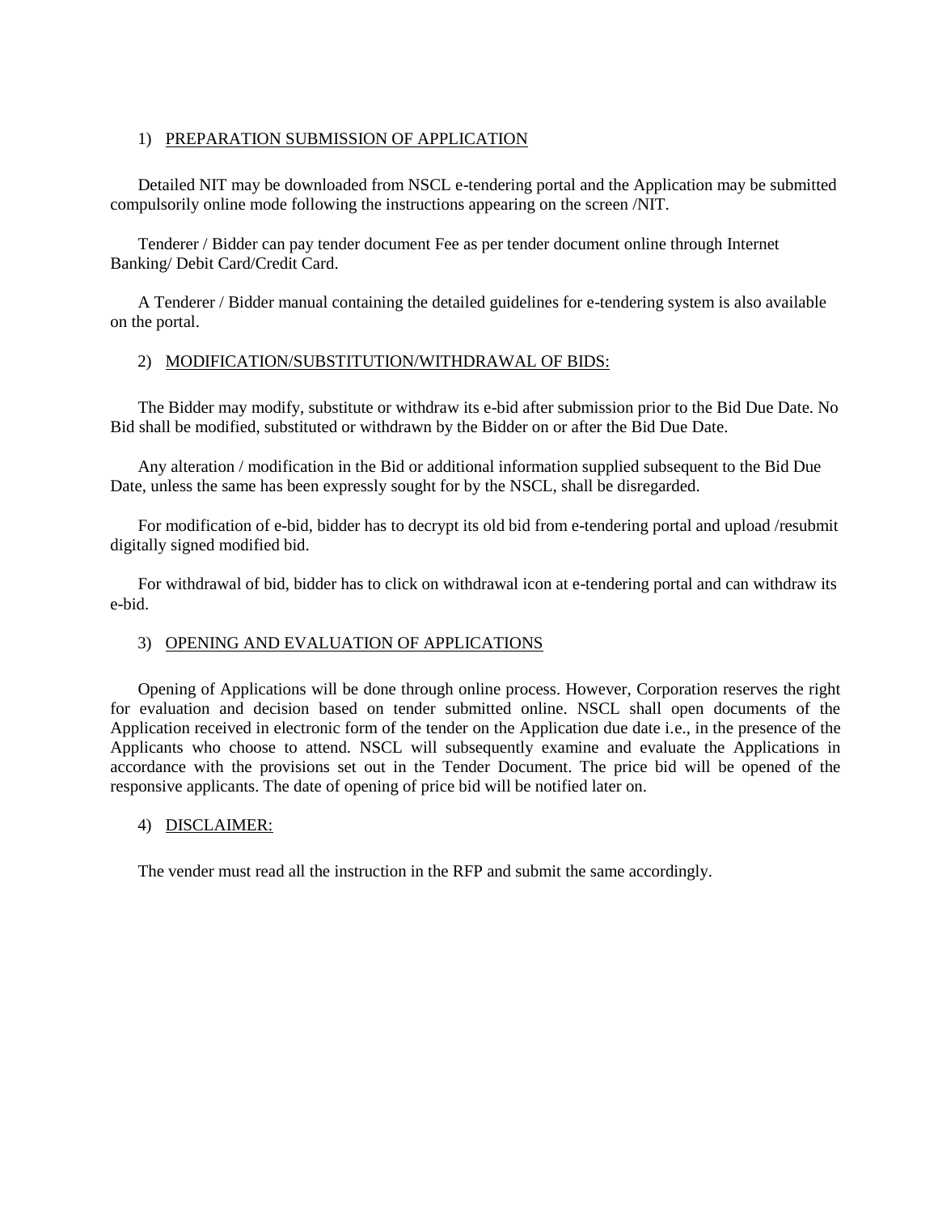1) <u>PREPARATION SUBMISSION OF APPLICATION</u>

Detailed NIT may be downloaded from NSCL e-tendering portal and the Application may be submitted compulsorily online mode following the instructions appearing on the screen /NIT.

Tenderer / Bidder can pay tender document Fee as per tender document online through Internet Banking/ Debit Card/Credit Card.

A Tenderer / Bidder manual containing the detailed guidelines for e-tendering system is also available on the portal.

2) <u>MODIFICATION/SUBSTITUTION/WITHDRAWAL OF BIDS:</u>

The Bidder may modify, substitute or withdraw its e-bid after submission prior to the Bid Due Date. No Bid shall be modified, substituted or withdrawn by the Bidder on or after the Bid Due Date.

Any alteration / modification in the Bid or additional information supplied subsequent to the Bid Due Date, unless the same has been expressly sought for by the NSCL, shall be disregarded.

For modification of e-bid, bidder has to decrypt its old bid from e-tendering portal and upload /resubmit digitally signed modified bid.

For withdrawal of bid, bidder has to click on withdrawal icon at e-tendering portal and can withdraw its e-bid.

3) <u>OPENING AND EVALUATION OF APPLICATIONS</u>

Opening of Applications will be done through online process. However, Corporation reserves the right for evaluation and decision based on tender submitted online. NSCL shall open documents of the Application received in electronic form of the tender on the Application due date i.e., in the presence of the Applicants who choose to attend. NSCL will subsequently examine and evaluate the Applications in accordance with the provisions set out in the Tender Document. The price bid will be opened of the responsive applicants. The date of opening of price bid will be notified later on.

4) <u>DISCLAIMER:</u>

The vender must read all the instruction in the RFP and submit the same accordingly.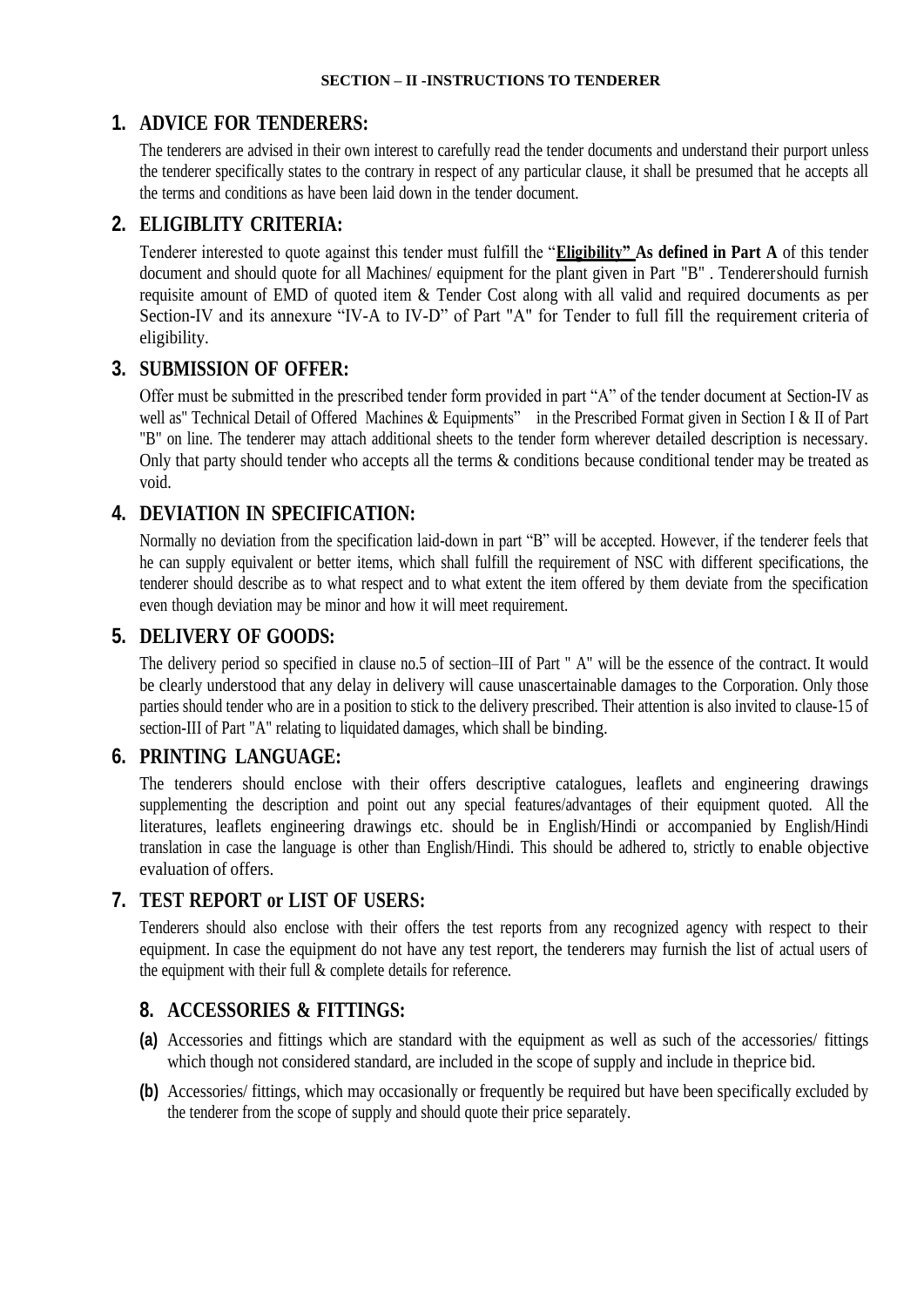**SECTION – II -INSTRUCTIONS TO TENDERER**

## 1. ADVICE FOR TENDERERS:

The tenderers are advised in their own interest to carefully read the tender documents and understand their purport unless the tenderer specifically states to the contrary in respect of any particular clause, it shall be presumed that he accepts all the terms and conditions as have been laid down in the tender document.

## 2. ELIGIBLITY CRITERIA:

Tenderer interested to quote against this tender must fulfill the "**Eligibility" As defined in Part A** of this tender document and should quote for all Machines/ equipment for the plant given in Part "B" . Tenderershould furnish requisite amount of EMD of quoted item & Tender Cost along with all valid and required documents as per Section-IV and its annexure "IV-A to IV-D" of Part "A" for Tender to full fill the requirement criteria of eligibility.

## 3. SUBMISSION OF OFFER:

Offer must be submitted in the prescribed tender form provided in part "A" of the tender document at Section-IV as well as" Technical Detail of Offered Machines & Equipments" in the Prescribed Format given in Section I & II of Part "B" on line. The tenderer may attach additional sheets to the tender form wherever detailed description is necessary. Only that party should tender who accepts all the terms & conditions because conditional tender may be treated as void.

## 4. DEVIATION IN SPECIFICATION:

Normally no deviation from the specification laid-down in part "B" will be accepted. However, if the tenderer feels that he can supply equivalent or better items, which shall fulfill the requirement of NSC with different specifications, the tenderer should describe as to what respect and to what extent the item offered by them deviate from the specification even though deviation may be minor and how it will meet requirement.

## 5. DELIVERY OF GOODS:

The delivery period so specified in clause no.5 of section–III of Part " A" will be the essence of the contract. It would be clearly understood that any delay in delivery will cause unascertainable damages to the Corporation. Only those parties should tender who are in a position to stick to the delivery prescribed. Their attention is also invited to clause-15 of section-III of Part "A" relating to liquidated damages, which shall be binding.

## 6. PRINTING LANGUAGE:

The tenderers should enclose with their offers descriptive catalogues, leaflets and engineering drawings supplementing the description and point out any special features/advantages of their equipment quoted. All the literatures, leaflets engineering drawings etc. should be in English/Hindi or accompanied by English/Hindi translation in case the language is other than English/Hindi. This should be adhered to, strictly to enable objective evaluation of offers.

## 7. TEST REPORT or LIST OF USERS:

Tenderers should also enclose with their offers the test reports from any recognized agency with respect to their equipment. In case the equipment do not have any test report, the tenderers may furnish the list of actual users of the equipment with their full & complete details for reference.

## 8. ACCESSORIES & FITTINGS:

**(a)** Accessories and fittings which are standard with the equipment as well as such of the accessories/ fittings which though not considered standard, are included in the scope of supply and include in theprice bid.

**(b)** Accessories/ fittings, which may occasionally or frequently be required but have been specifically excluded by the tenderer from the scope of supply and should quote their price separately.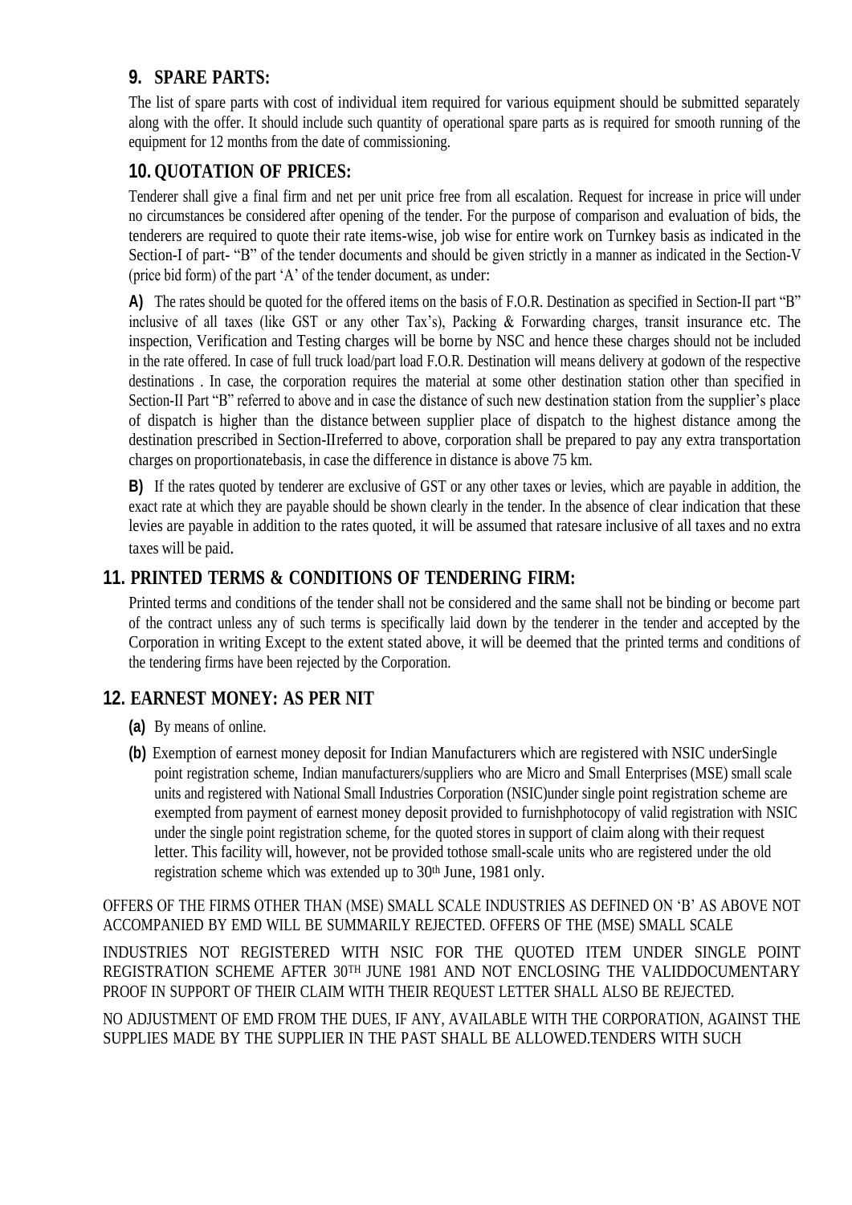## 9. SPARE PARTS:

The list of spare parts with cost of individual item required for various equipment should be submitted separately along with the offer. It should include such quantity of operational spare parts as is required for smooth running of the equipment for 12 months from the date of commissioning.

## 10. QUOTATION OF PRICES:

Tenderer shall give a final firm and net per unit price free from all escalation. Request for increase in price will under no circumstances be considered after opening of the tender. For the purpose of comparison and evaluation of bids, the tenderers are required to quote their rate items-wise, job wise for entire work on Turnkey basis as indicated in the Section-I of part- "B" of the tender documents and should be given strictly in a manner as indicated in the Section-V (price bid form) of the part 'A' of the tender document, as under:

**A)** The rates should be quoted for the offered items on the basis of F.O.R. Destination as specified in Section-II part "B" inclusive of all taxes (like GST or any other Tax's), Packing & Forwarding charges, transit insurance etc. The inspection, Verification and Testing charges will be borne by NSC and hence these charges should not be included in the rate offered. In case of full truck load/part load F.O.R. Destination will means delivery at godown of the respective destinations . In case, the corporation requires the material at some other destination station other than specified in Section-II Part "B" referred to above and in case the distance of such new destination station from the supplier's place of dispatch is higher than the distance between supplier place of dispatch to the highest distance among the destination prescribed in Section-IIreferred to above, corporation shall be prepared to pay any extra transportation charges on proportionatebasis, in case the difference in distance is above 75 km.

**B)** If the rates quoted by tenderer are exclusive of GST or any other taxes or levies, which are payable in addition, the exact rate at which they are payable should be shown clearly in the tender. In the absence of clear indication that these levies are payable in addition to the rates quoted, it will be assumed that ratesare inclusive of all taxes and no extra taxes will be paid.

## 11. PRINTED TERMS & CONDITIONS OF TENDERING FIRM:

Printed terms and conditions of the tender shall not be considered and the same shall not be binding or become part of the contract unless any of such terms is specifically laid down by the tenderer in the tender and accepted by the Corporation in writing Except to the extent stated above, it will be deemed that the printed terms and conditions of the tendering firms have been rejected by the Corporation.

## 12. EARNEST MONEY: AS PER NIT

**(a)** By means of online.

**(b)** Exemption of earnest money deposit for Indian Manufacturers which are registered with NSIC underSingle point registration scheme, Indian manufacturers/suppliers who are Micro and Small Enterprises (MSE) small scale units and registered with National Small Industries Corporation (NSIC)under single point registration scheme are exempted from payment of earnest money deposit provided to furnishphotocopy of valid registration with NSIC under the single point registration scheme, for the quoted stores in support of claim along with their request letter. This facility will, however, not be provided tothose small-scale units who are registered under the old registration scheme which was extended up to 30th June, 1981 only.

OFFERS OF THE FIRMS OTHER THAN (MSE) SMALL SCALE INDUSTRIES AS DEFINED ON 'B' AS ABOVE NOT ACCOMPANIED BY EMD WILL BE SUMMARILY REJECTED. OFFERS OF THE (MSE) SMALL SCALE

INDUSTRIES NOT REGISTERED WITH NSIC FOR THE QUOTED ITEM UNDER SINGLE POINT REGISTRATION SCHEME AFTER 30TH JUNE 1981 AND NOT ENCLOSING THE VALIDDOCUMENTARY PROOF IN SUPPORT OF THEIR CLAIM WITH THEIR REQUEST LETTER SHALL ALSO BE REJECTED.

NO ADJUSTMENT OF EMD FROM THE DUES, IF ANY, AVAILABLE WITH THE CORPORATION, AGAINST THE SUPPLIES MADE BY THE SUPPLIER IN THE PAST SHALL BE ALLOWED.TENDERS WITH SUCH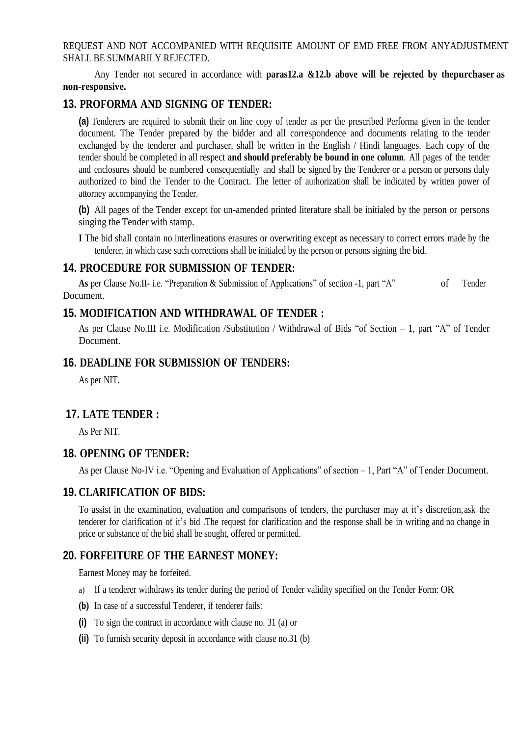REQUEST AND NOT ACCOMPANIED WITH REQUISITE AMOUNT OF EMD FREE FROM ANYADJUSTMENT SHALL BE SUMMARILY REJECTED.

Any Tender not secured in accordance with **paras12.a &12.b above will be rejected by thepurchaser as non-responsive.**

## 13. PROFORMA AND SIGNING OF TENDER:

**(a)** Tenderers are required to submit their on line copy of tender as per the prescribed Performa given in the tender document. The Tender prepared by the bidder and all correspondence and documents relating to the tender exchanged by the tenderer and purchaser, shall be written in the English / Hindi languages. Each copy of the tender should be completed in all respect **and should preferably be bound in one column**. All pages of the tender and enclosures should be numbered consequentially and shall be signed by the Tenderer or a person or persons duly authorized to bind the Tender to the Contract. The letter of authorization shall be indicated by written power of attorney accompanying the Tender.

**(b)** All pages of the Tender except for un-amended printed literature shall be initialed by the person or persons singing the Tender with stamp.

**I** The bid shall contain no interlineations erasures or overwriting except as necessary to correct errors made by the tenderer, in which case such corrections shall be initialed by the person or persons signing the bid.

## 14. PROCEDURE FOR SUBMISSION OF TENDER:

**As** per Clause No.II- i.e. "Preparation & Submission of Applications" of section -1, part "A" of Tender Document.

## 15. MODIFICATION AND WITHDRAWAL OF TENDER :

As per Clause No.III i.e. Modification /Substitution / Withdrawal of Bids "of Section – 1, part "A" of Tender Document.

## 16. DEADLINE FOR SUBMISSION OF TENDERS:

As per NIT.

## 17. LATE TENDER :

As Per NIT.

## 18. OPENING OF TENDER:

As per Clause No-IV i.e. "Opening and Evaluation of Applications" of section – 1, Part "A" of Tender Document.

## 19. CLARIFICATION OF BIDS:

To assist in the examination, evaluation and comparisons of tenders, the purchaser may at it's discretion, ask the tenderer for clarification of it's bid .The request for clarification and the response shall be in writing and no change in price or substance of the bid shall be sought, offered or permitted.

## 20. FORFEITURE OF THE EARNEST MONEY:

Earnest Money may be forfeited.

a) If a tenderer withdraws its tender during the period of Tender validity specified on the Tender Form: OR

**(b)** In case of a successful Tenderer, if tenderer fails:

**(i)** To sign the contract in accordance with clause no. 31 (a) or

**(ii)** To furnish security deposit in accordance with clause no.31 (b)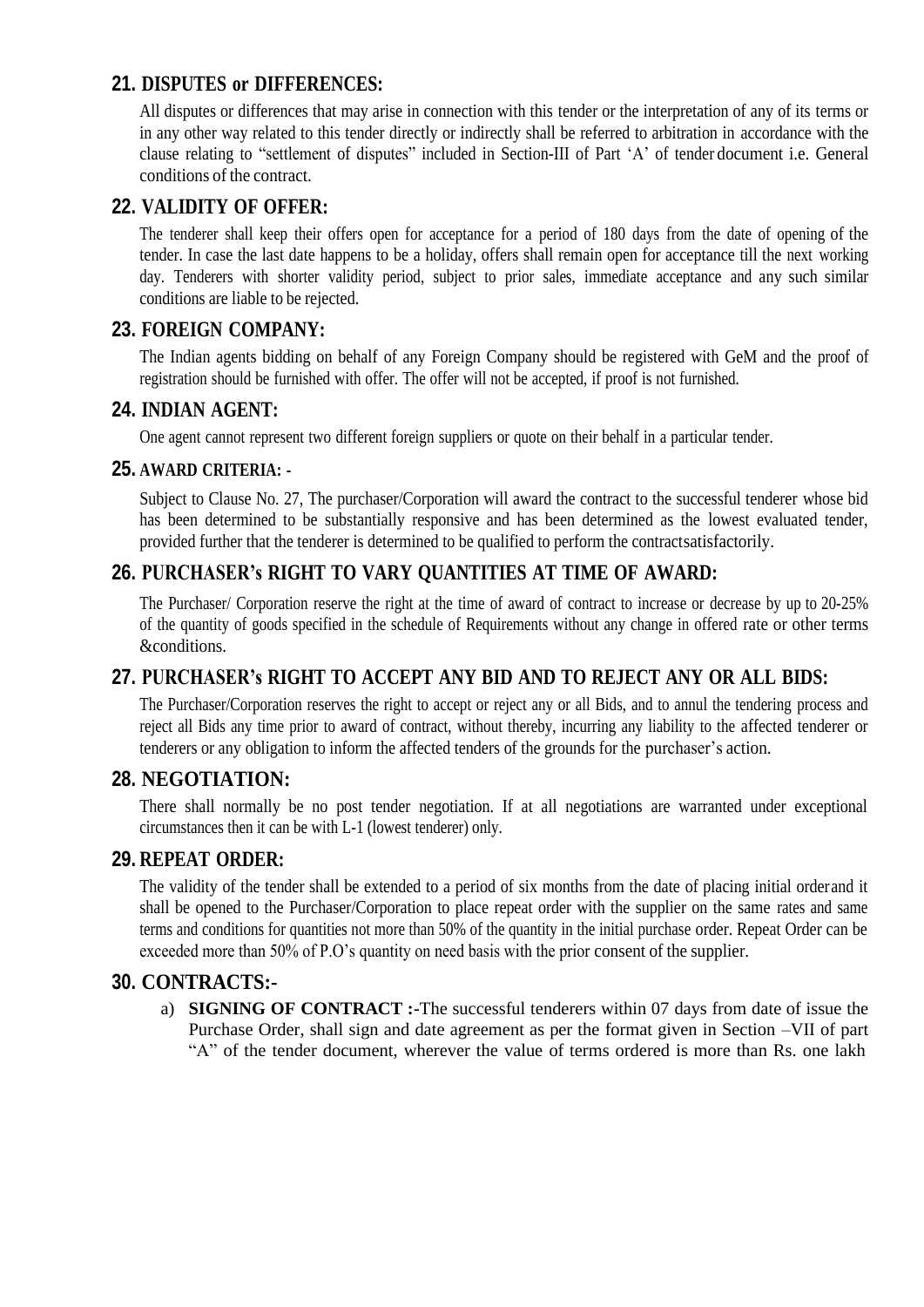## 21. DISPUTES or DIFFERENCES:

All disputes or differences that may arise in connection with this tender or the interpretation of any of its terms or in any other way related to this tender directly or indirectly shall be referred to arbitration in accordance with the clause relating to "settlement of disputes" included in Section-III of Part 'A' of tender document i.e. General conditions of the contract.

## 22. VALIDITY OF OFFER:

The tenderer shall keep their offers open for acceptance for a period of 180 days from the date of opening of the tender. In case the last date happens to be a holiday, offers shall remain open for acceptance till the next working day. Tenderers with shorter validity period, subject to prior sales, immediate acceptance and any such similar conditions are liable to be rejected.

## 23. FOREIGN COMPANY:

The Indian agents bidding on behalf of any Foreign Company should be registered with GeM and the proof of registration should be furnished with offer. The offer will not be accepted, if proof is not furnished.

## 24. INDIAN AGENT:

One agent cannot represent two different foreign suppliers or quote on their behalf in a particular tender.

## 25. AWARD CRITERIA: -

Subject to Clause No. 27, The purchaser/Corporation will award the contract to the successful tenderer whose bid has been determined to be substantially responsive and has been determined as the lowest evaluated tender, provided further that the tenderer is determined to be qualified to perform the contractsatisfactorily.

## 26. PURCHASER's RIGHT TO VARY QUANTITIES AT TIME OF AWARD:

The Purchaser/ Corporation reserve the right at the time of award of contract to increase or decrease by up to 20-25% of the quantity of goods specified in the schedule of Requirements without any change in offered rate or other terms &conditions.

## 27. PURCHASER's RIGHT TO ACCEPT ANY BID AND TO REJECT ANY OR ALL BIDS:

The Purchaser/Corporation reserves the right to accept or reject any or all Bids, and to annul the tendering process and reject all Bids any time prior to award of contract, without thereby, incurring any liability to the affected tenderer or tenderers or any obligation to inform the affected tenders of the grounds for the purchaser's action.

## 28. NEGOTIATION:

There shall normally be no post tender negotiation. If at all negotiations are warranted under exceptional circumstances then it can be with L-1 (lowest tenderer) only.

## 29. REPEAT ORDER:

The validity of the tender shall be extended to a period of six months from the date of placing initial orderand it shall be opened to the Purchaser/Corporation to place repeat order with the supplier on the same rates and same terms and conditions for quantities not more than 50% of the quantity in the initial purchase order. Repeat Order can be exceeded more than 50% of P.O's quantity on need basis with the prior consent of the supplier.

## 30. CONTRACTS:-

a) **SIGNING OF CONTRACT :-**The successful tenderers within 07 days from date of issue the Purchase Order, shall sign and date agreement as per the format given in Section –VII of part "A" of the tender document, wherever the value of terms ordered is more than Rs. one lakh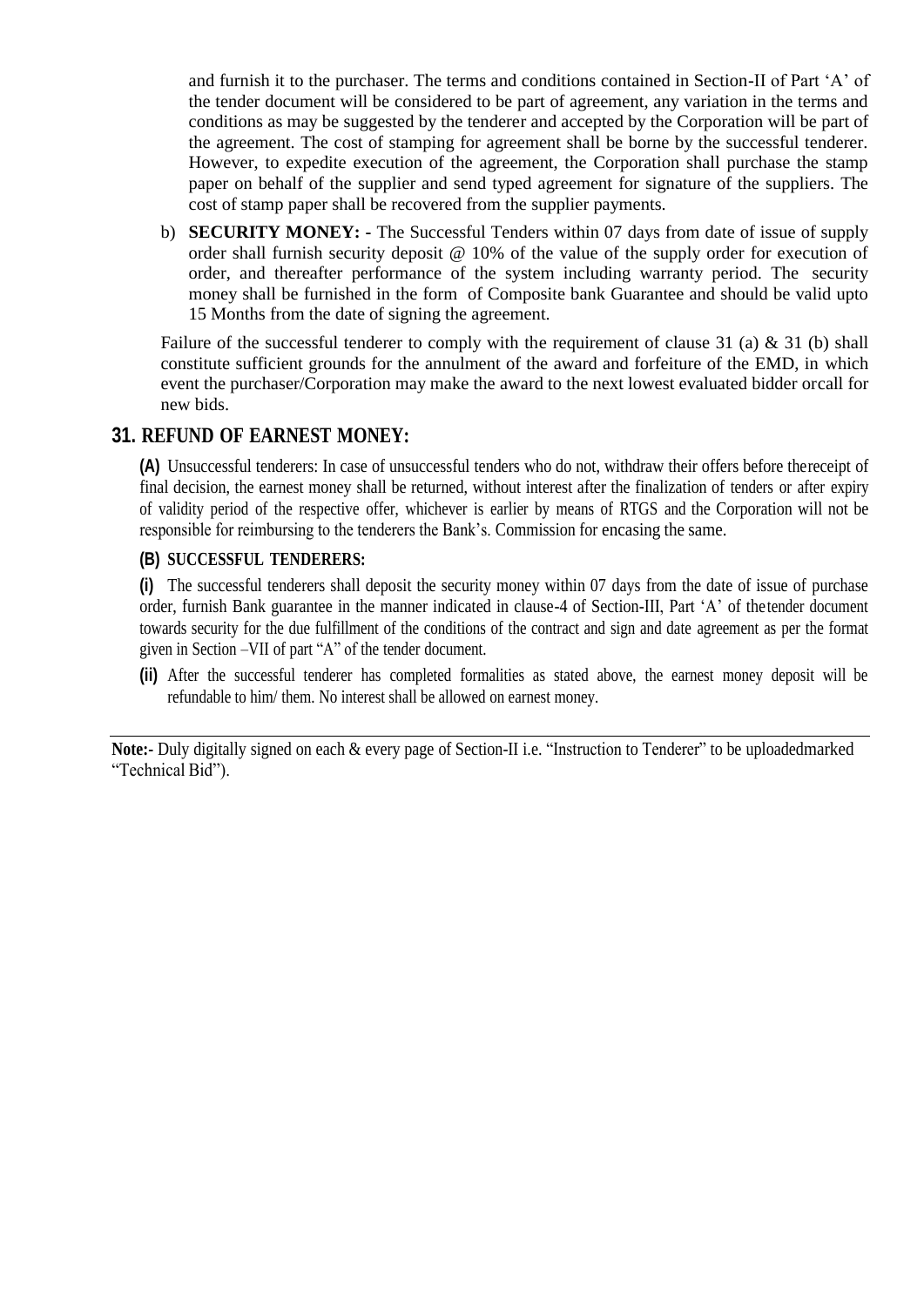and furnish it to the purchaser. The terms and conditions contained in Section-II of Part 'A' of the tender document will be considered to be part of agreement, any variation in the terms and conditions as may be suggested by the tenderer and accepted by the Corporation will be part of the agreement. The cost of stamping for agreement shall be borne by the successful tenderer. However, to expedite execution of the agreement, the Corporation shall purchase the stamp paper on behalf of the supplier and send typed agreement for signature of the suppliers. The cost of stamp paper shall be recovered from the supplier payments.

b) **SECURITY MONEY:** - The Successful Tenders within 07 days from date of issue of supply order shall furnish security deposit @ 10% of the value of the supply order for execution of order, and thereafter performance of the system including warranty period. The security money shall be furnished in the form of Composite bank Guarantee and should be valid upto 15 Months from the date of signing the agreement.

Failure of the successful tenderer to comply with the requirement of clause 31 (a) & 31 (b) shall constitute sufficient grounds for the annulment of the award and forfeiture of the EMD, in which event the purchaser/Corporation may make the award to the next lowest evaluated bidder orcall for new bids.

## 31. REFUND OF EARNEST MONEY:

**(A)** Unsuccessful tenderers: In case of unsuccessful tenders who do not, withdraw their offers before thereceipt of final decision, the earnest money shall be returned, without interest after the finalization of tenders or after expiry of validity period of the respective offer, whichever is earlier by means of RTGS and the Corporation will not be responsible for reimbursing to the tenderers the Bank's. Commission for encasing the same.

**(B) SUCCESSFUL TENDERERS:**

**(i)** The successful tenderers shall deposit the security money within 07 days from the date of issue of purchase order, furnish Bank guarantee in the manner indicated in clause-4 of Section-III, Part 'A' of thetender document towards security for the due fulfillment of the conditions of the contract and sign and date agreement as per the format given in Section –VII of part "A" of the tender document.

**(ii)** After the successful tenderer has completed formalities as stated above, the earnest money deposit will be refundable to him/ them. No interest shall be allowed on earnest money.

---

**Note:-** Duly digitally signed on each & every page of Section-II i.e. "Instruction to Tenderer" to be uploadedmarked "Technical Bid").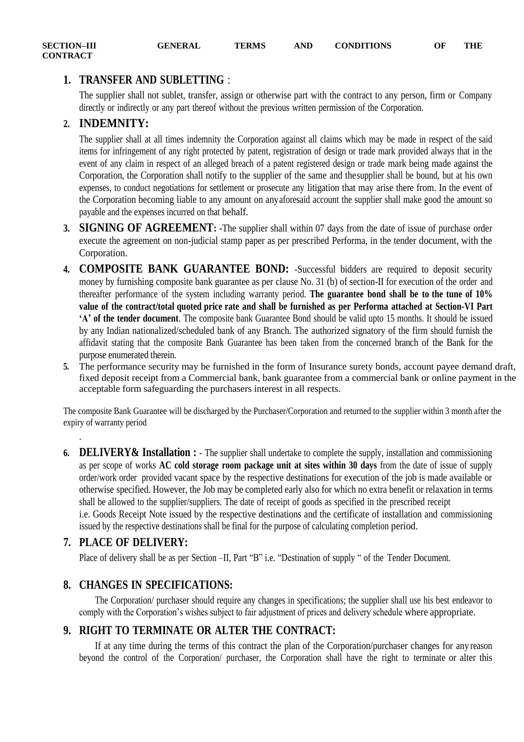# SECTION–III GENERAL TERMS AND CONDITIONS OF THE CONTRACT

1. **TRANSFER AND SUBLETTING** :

   The supplier shall not sublet, transfer, assign or otherwise part with the contract to any person, firm or Company directly or indirectly or any part thereof without the previous written permission of the Corporation.

2. **INDEMNITY:**

   The supplier shall at all times indemnity the Corporation against all claims which may be made in respect of the said items for infringement of any right protected by patent, registration of design or trade mark provided always that in the event of any claim in respect of an alleged breach of a patent registered design or trade mark being made against the Corporation, the Corporation shall notify to the supplier of the same and thesupplier shall be bound, but at his own expenses, to conduct negotiations for settlement or prosecute any litigation that may arise there from. In the event of the Corporation becoming liable to any amount on anyaforesaid account the supplier shall make good the amount so payable and the expenses incurred on that behalf.

3. **SIGNING OF AGREEMENT:** -The supplier shall within 07 days from the date of issue of purchase order execute the agreement on non-judicial stamp paper as per prescribed Performa, in the tender document, with the Corporation.

4. **COMPOSITE BANK GUARANTEE BOND:** -Successful bidders are required to deposit security money by furnishing composite bank guarantee as per clause No. 31 (b) of section-II for execution of the order and thereafter performance of the system including warranty period. **The guarantee bond shall be to the tune of 10% value of the contract/total quoted price rate and shall be furnished as per Performa attached at Section-VI Part 'A' of the tender document**. The composite bank Guarantee Bond should be valid upto 15 months. It should be issued by any Indian nationalized/scheduled bank of any Branch. The authorized signatory of the firm should furnish the affidavit stating that the composite Bank Guarantee has been taken from the concerned branch of the Bank for the purpose enumerated therein.

5. The performance security may be furnished in the form of Insurance surety bonds, account payee demand draft, fixed deposit receipt from a Commercial bank, bank guarantee from a commercial bank or online payment in the acceptable form safeguarding the purchasers interest in all respects.

The composite Bank Guarantee will be discharged by the Purchaser/Corporation and returned to the supplier within 3 month after the expiry of warranty period

.

6. **DELIVERY& Installation :** - The supplier shall undertake to complete the supply, installation and commissioning as per scope of works **AC cold storage room package unit at sites within 30 days** from the date of issue of supply order/work order provided vacant space by the respective destinations for execution of the job is made available or otherwise specified. However, the Job may be completed early also for which no extra benefit or relaxation in terms shall be allowed to the supplier/suppliers. The date of receipt of goods as specified in the prescribed receipt i.e. Goods Receipt Note issued by the respective destinations and the certificate of installation and commissioning issued by the respective destinations shall be final for the purpose of calculating completion period.

7. **PLACE OF DELIVERY:**

   Place of delivery shall be as per Section –II, Part "B" i.e. "Destination of supply " of the Tender Document.

8. **CHANGES IN SPECIFICATIONS:**

   The Corporation/ purchaser should require any changes in specifications; the supplier shall use his best endeavor to comply with the Corporation's wishes subject to fair adjustment of prices and delivery schedule where appropriate.

9. **RIGHT TO TERMINATE OR ALTER THE CONTRACT:**

   If at any time during the terms of this contract the plan of the Corporation/purchaser changes for any reason beyond the control of the Corporation/ purchaser, the Corporation shall have the right to terminate or alter this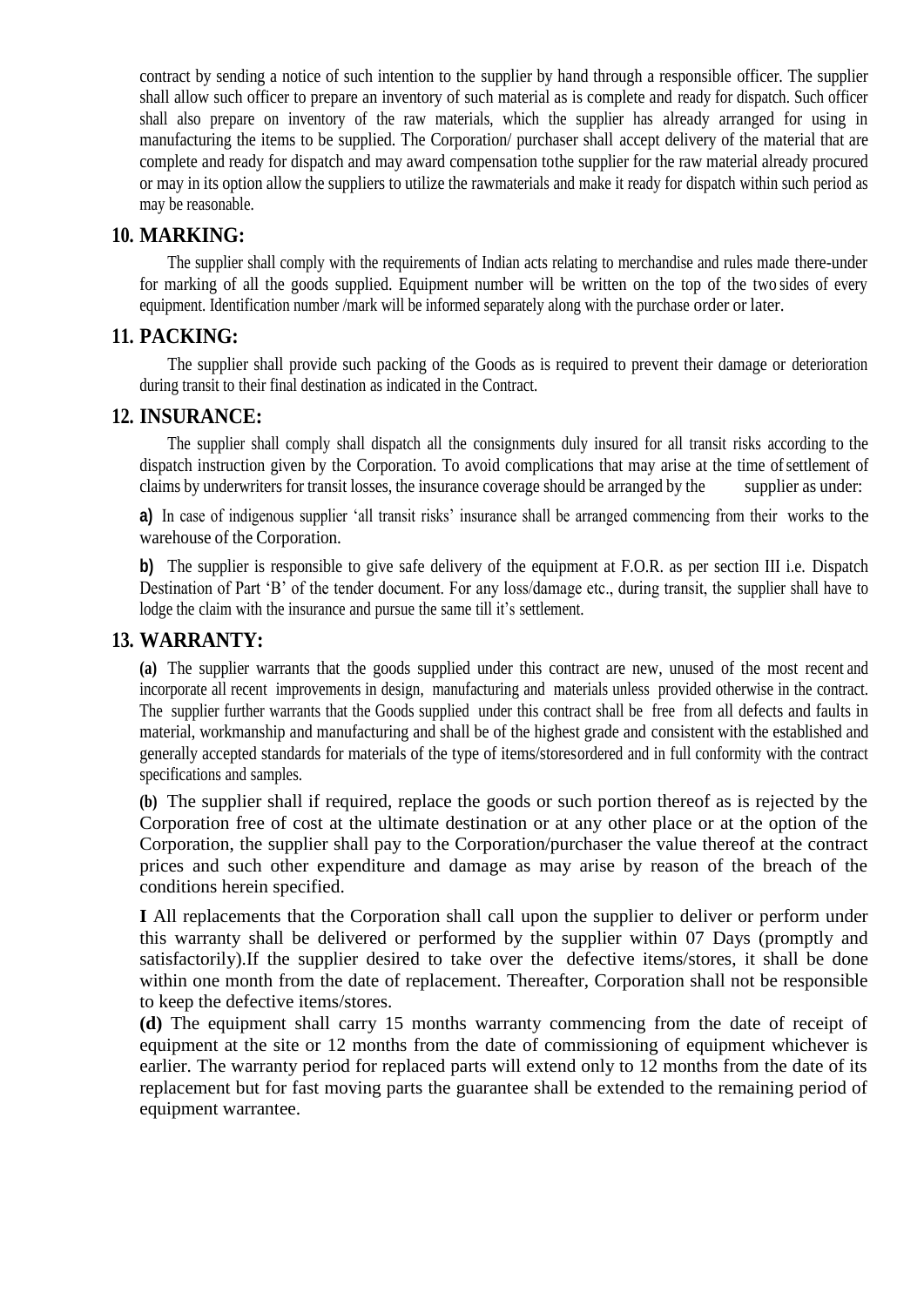contract by sending a notice of such intention to the supplier by hand through a responsible officer. The supplier shall allow such officer to prepare an inventory of such material as is complete and ready for dispatch. Such officer shall also prepare on inventory of the raw materials, which the supplier has already arranged for using in manufacturing the items to be supplied. The Corporation/ purchaser shall accept delivery of the material that are complete and ready for dispatch and may award compensation tothe supplier for the raw material already procured or may in its option allow the suppliers to utilize the rawmaterials and make it ready for dispatch within such period as may be reasonable.

## 10. MARKING:

The supplier shall comply with the requirements of Indian acts relating to merchandise and rules made there-under for marking of all the goods supplied. Equipment number will be written on the top of the two sides of every equipment. Identification number /mark will be informed separately along with the purchase order or later.

## 11. PACKING:

The supplier shall provide such packing of the Goods as is required to prevent their damage or deterioration during transit to their final destination as indicated in the Contract.

## 12. INSURANCE:

The supplier shall comply shall dispatch all the consignments duly insured for all transit risks according to the dispatch instruction given by the Corporation. To avoid complications that may arise at the time of settlement of claims by underwriters for transit losses, the insurance coverage should be arranged by the supplier as under:

**a)** In case of indigenous supplier 'all transit risks' insurance shall be arranged commencing from their works to the warehouse of the Corporation.

**b)** The supplier is responsible to give safe delivery of the equipment at F.O.R. as per section III i.e. Dispatch Destination of Part 'B' of the tender document. For any loss/damage etc., during transit, the supplier shall have to lodge the claim with the insurance and pursue the same till it's settlement.

## 13. WARRANTY:

**(a)** The supplier warrants that the goods supplied under this contract are new, unused of the most recent and incorporate all recent improvements in design, manufacturing and materials unless provided otherwise in the contract. The supplier further warrants that the Goods supplied under this contract shall be free from all defects and faults in material, workmanship and manufacturing and shall be of the highest grade and consistent with the established and generally accepted standards for materials of the type of items/storesordered and in full conformity with the contract specifications and samples.

**(b)** The supplier shall if required, replace the goods or such portion thereof as is rejected by the Corporation free of cost at the ultimate destination or at any other place or at the option of the Corporation, the supplier shall pay to the Corporation/purchaser the value thereof at the contract prices and such other expenditure and damage as may arise by reason of the breach of the conditions herein specified.

**I** All replacements that the Corporation shall call upon the supplier to deliver or perform under this warranty shall be delivered or performed by the supplier within 07 Days (promptly and satisfactorily).If the supplier desired to take over the defective items/stores, it shall be done within one month from the date of replacement. Thereafter, Corporation shall not be responsible to keep the defective items/stores.

**(d)** The equipment shall carry 15 months warranty commencing from the date of receipt of equipment at the site or 12 months from the date of commissioning of equipment whichever is earlier. The warranty period for replaced parts will extend only to 12 months from the date of its replacement but for fast moving parts the guarantee shall be extended to the remaining period of equipment warrantee.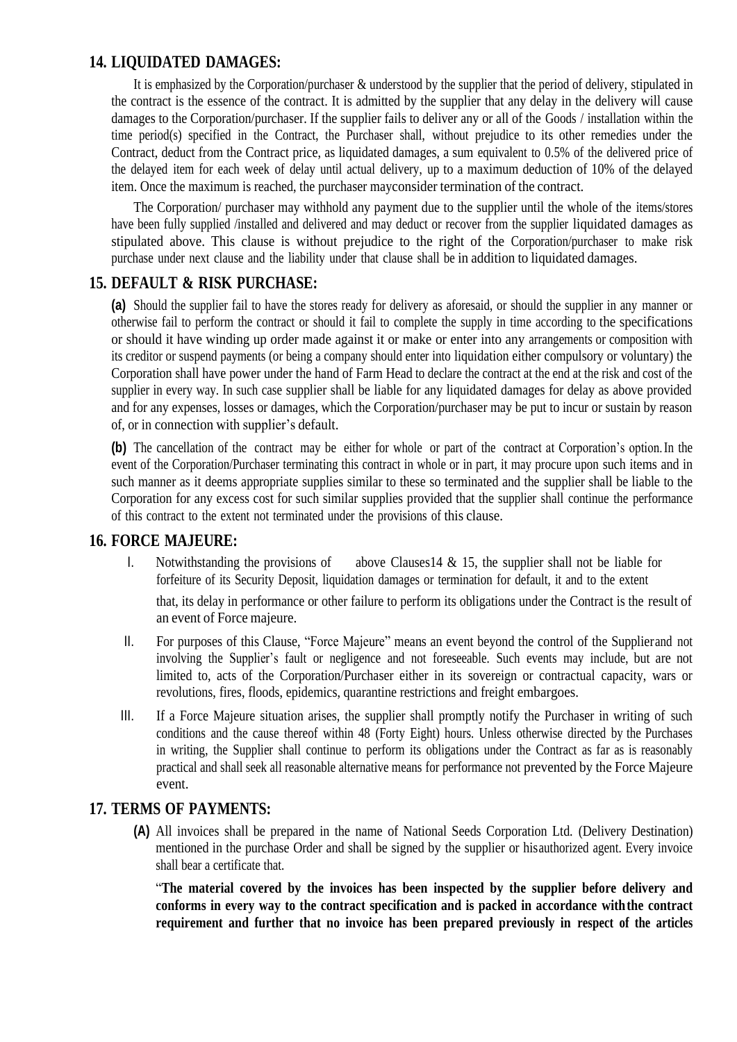## 14. LIQUIDATED DAMAGES:

It is emphasized by the Corporation/purchaser & understood by the supplier that the period of delivery, stipulated in the contract is the essence of the contract. It is admitted by the supplier that any delay in the delivery will cause damages to the Corporation/purchaser. If the supplier fails to deliver any or all of the Goods / installation within the time period(s) specified in the Contract, the Purchaser shall, without prejudice to its other remedies under the Contract, deduct from the Contract price, as liquidated damages, a sum equivalent to 0.5% of the delivered price of the delayed item for each week of delay until actual delivery, up to a maximum deduction of 10% of the delayed item. Once the maximum is reached, the purchaser mayconsider termination of the contract.

The Corporation/ purchaser may withhold any payment due to the supplier until the whole of the items/stores have been fully supplied /installed and delivered and may deduct or recover from the supplier liquidated damages as stipulated above. This clause is without prejudice to the right of the Corporation/purchaser to make risk purchase under next clause and the liability under that clause shall be in addition to liquidated damages.

## 15. DEFAULT & RISK PURCHASE:

**(a)** Should the supplier fail to have the stores ready for delivery as aforesaid, or should the supplier in any manner or otherwise fail to perform the contract or should it fail to complete the supply in time according to the specifications or should it have winding up order made against it or make or enter into any arrangements or composition with its creditor or suspend payments (or being a company should enter into liquidation either compulsory or voluntary) the Corporation shall have power under the hand of Farm Head to declare the contract at the end at the risk and cost of the supplier in every way. In such case supplier shall be liable for any liquidated damages for delay as above provided and for any expenses, losses or damages, which the Corporation/purchaser may be put to incur or sustain by reason of, or in connection with supplier's default.

**(b)** The cancellation of the contract may be either for whole or part of the contract at Corporation's option. In the event of the Corporation/Purchaser terminating this contract in whole or in part, it may procure upon such items and in such manner as it deems appropriate supplies similar to these so terminated and the supplier shall be liable to the Corporation for any excess cost for such similar supplies provided that the supplier shall continue the performance of this contract to the extent not terminated under the provisions of this clause.

## 16. FORCE MAJEURE:

I. Notwithstanding the provisions of above Clauses14 & 15, the supplier shall not be liable for forfeiture of its Security Deposit, liquidation damages or termination for default, it and to the extent that, its delay in performance or other failure to perform its obligations under the Contract is the result of an event of Force majeure.

II. For purposes of this Clause, "Force Majeure" means an event beyond the control of the Supplierand not involving the Supplier's fault or negligence and not foreseeable. Such events may include, but are not limited to, acts of the Corporation/Purchaser either in its sovereign or contractual capacity, wars or revolutions, fires, floods, epidemics, quarantine restrictions and freight embargoes.

III. If a Force Majeure situation arises, the supplier shall promptly notify the Purchaser in writing of such conditions and the cause thereof within 48 (Forty Eight) hours. Unless otherwise directed by the Purchases in writing, the Supplier shall continue to perform its obligations under the Contract as far as is reasonably practical and shall seek all reasonable alternative means for performance not prevented by the Force Majeure event.

## 17. TERMS OF PAYMENTS:

**(A)** All invoices shall be prepared in the name of National Seeds Corporation Ltd. (Delivery Destination) mentioned in the purchase Order and shall be signed by the supplier or hisauthorized agent. Every invoice shall bear a certificate that.

"**The material covered by the invoices has been inspected by the supplier before delivery and conforms in every way to the contract specification and is packed in accordance withthe contract requirement and further that no invoice has been prepared previously in respect of the articles**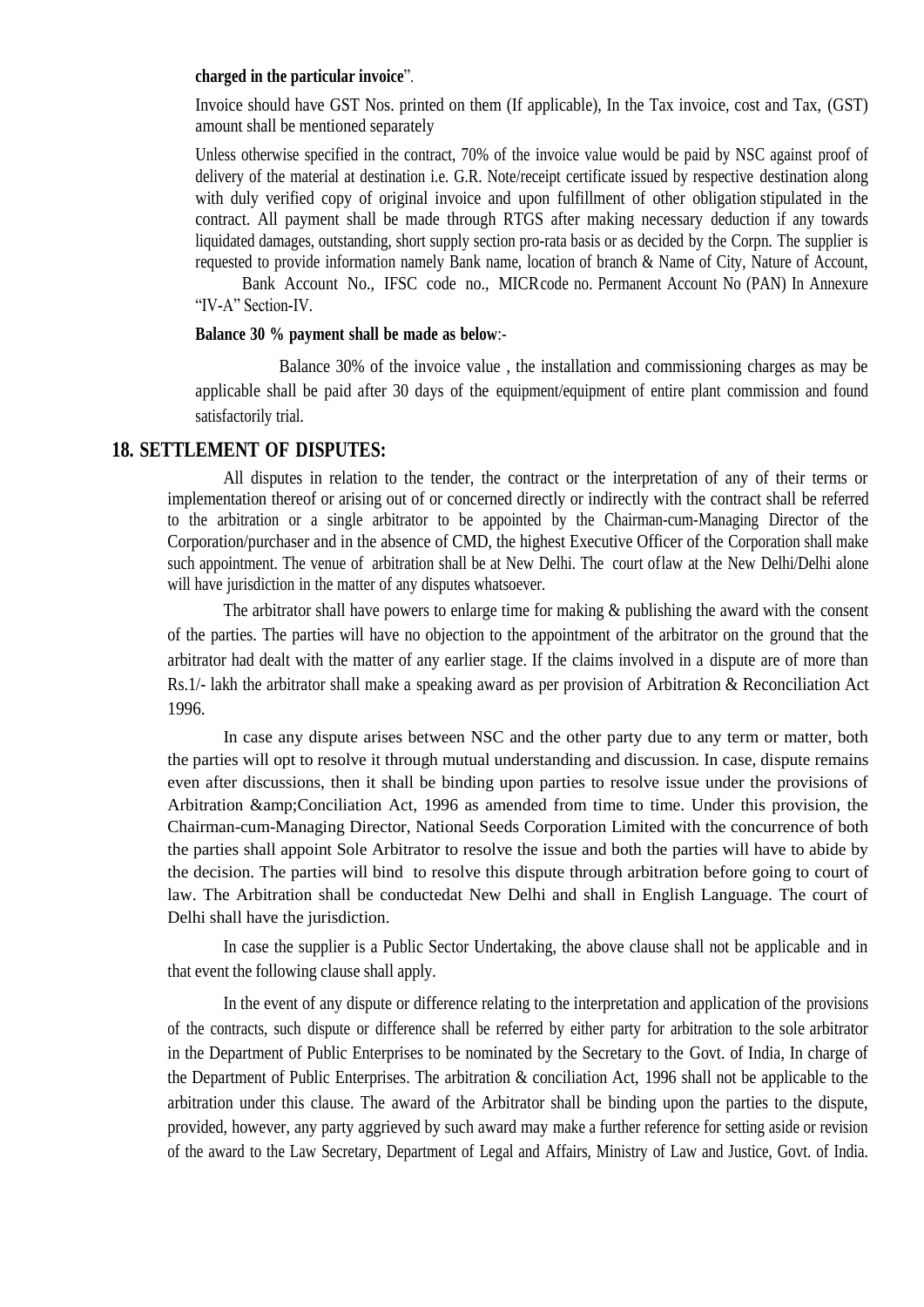**charged in the particular invoice**".

Invoice should have GST Nos. printed on them (If applicable), In the Tax invoice, cost and Tax, (GST) amount shall be mentioned separately

Unless otherwise specified in the contract, 70% of the invoice value would be paid by NSC against proof of delivery of the material at destination i.e. G.R. Note/receipt certificate issued by respective destination along with duly verified copy of original invoice and upon fulfillment of other obligation stipulated in the contract. All payment shall be made through RTGS after making necessary deduction if any towards liquidated damages, outstanding, short supply section pro-rata basis or as decided by the Corpn. The supplier is requested to provide information namely Bank name, location of branch & Name of City, Nature of Account, Bank Account No., IFSC code no., MICRcode no. Permanent Account No (PAN) In Annexure "IV-A" Section-IV.

**Balance 30 % payment shall be made as below**:-

Balance 30% of the invoice value , the installation and commissioning charges as may be applicable shall be paid after 30 days of the equipment/equipment of entire plant commission and found satisfactorily trial.

## 18. SETTLEMENT OF DISPUTES:

All disputes in relation to the tender, the contract or the interpretation of any of their terms or implementation thereof or arising out of or concerned directly or indirectly with the contract shall be referred to the arbitration or a single arbitrator to be appointed by the Chairman-cum-Managing Director of the Corporation/purchaser and in the absence of CMD, the highest Executive Officer of the Corporation shall make such appointment. The venue of arbitration shall be at New Delhi. The court oflaw at the New Delhi/Delhi alone will have jurisdiction in the matter of any disputes whatsoever.

The arbitrator shall have powers to enlarge time for making & publishing the award with the consent of the parties. The parties will have no objection to the appointment of the arbitrator on the ground that the arbitrator had dealt with the matter of any earlier stage. If the claims involved in a dispute are of more than Rs.1/- lakh the arbitrator shall make a speaking award as per provision of Arbitration & Reconciliation Act 1996.

In case any dispute arises between NSC and the other party due to any term or matter, both the parties will opt to resolve it through mutual understanding and discussion. In case, dispute remains even after discussions, then it shall be binding upon parties to resolve issue under the provisions of Arbitration &amp;Conciliation Act, 1996 as amended from time to time. Under this provision, the Chairman-cum-Managing Director, National Seeds Corporation Limited with the concurrence of both the parties shall appoint Sole Arbitrator to resolve the issue and both the parties will have to abide by the decision. The parties will bind to resolve this dispute through arbitration before going to court of law. The Arbitration shall be conductedat New Delhi and shall in English Language. The court of Delhi shall have the jurisdiction.

In case the supplier is a Public Sector Undertaking, the above clause shall not be applicable and in that event the following clause shall apply.

In the event of any dispute or difference relating to the interpretation and application of the provisions of the contracts, such dispute or difference shall be referred by either party for arbitration to the sole arbitrator in the Department of Public Enterprises to be nominated by the Secretary to the Govt. of India, In charge of the Department of Public Enterprises. The arbitration & conciliation Act, 1996 shall not be applicable to the arbitration under this clause. The award of the Arbitrator shall be binding upon the parties to the dispute, provided, however, any party aggrieved by such award may make a further reference for setting aside or revision of the award to the Law Secretary, Department of Legal and Affairs, Ministry of Law and Justice, Govt. of India.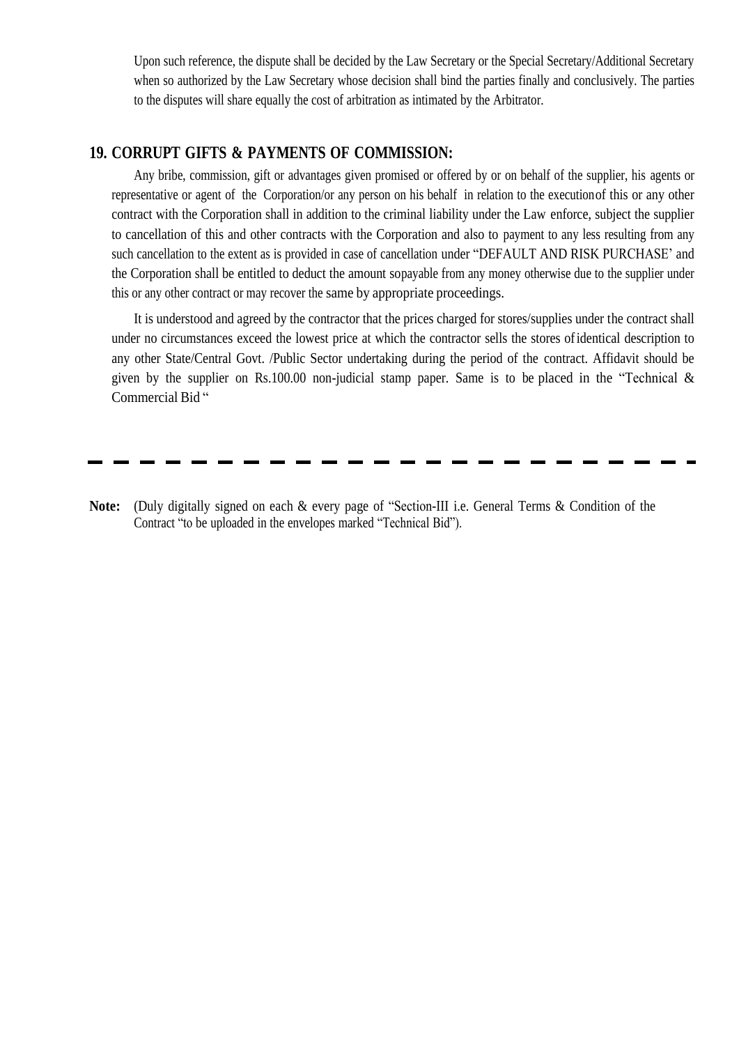Upon such reference, the dispute shall be decided by the Law Secretary or the Special Secretary/Additional Secretary when so authorized by the Law Secretary whose decision shall bind the parties finally and conclusively. The parties to the disputes will share equally the cost of arbitration as intimated by the Arbitrator.

## 19. CORRUPT GIFTS & PAYMENTS OF COMMISSION:

Any bribe, commission, gift or advantages given promised or offered by or on behalf of the supplier, his agents or representative or agent of the Corporation/or any person on his behalf in relation to the executionof this or any other contract with the Corporation shall in addition to the criminal liability under the Law enforce, subject the supplier to cancellation of this and other contracts with the Corporation and also to payment to any less resulting from any such cancellation to the extent as is provided in case of cancellation under "DEFAULT AND RISK PURCHASE' and the Corporation shall be entitled to deduct the amount sopayable from any money otherwise due to the supplier under this or any other contract or may recover the same by appropriate proceedings.

It is understood and agreed by the contractor that the prices charged for stores/supplies under the contract shall under no circumstances exceed the lowest price at which the contractor sells the stores ofidentical description to any other State/Central Govt. /Public Sector undertaking during the period of the contract. Affidavit should be given by the supplier on Rs.100.00 non-judicial stamp paper. Same is to be placed in the "Technical & Commercial Bid "

---

**Note:** (Duly digitally signed on each & every page of "Section-III i.e. General Terms & Condition of the Contract "to be uploaded in the envelopes marked "Technical Bid").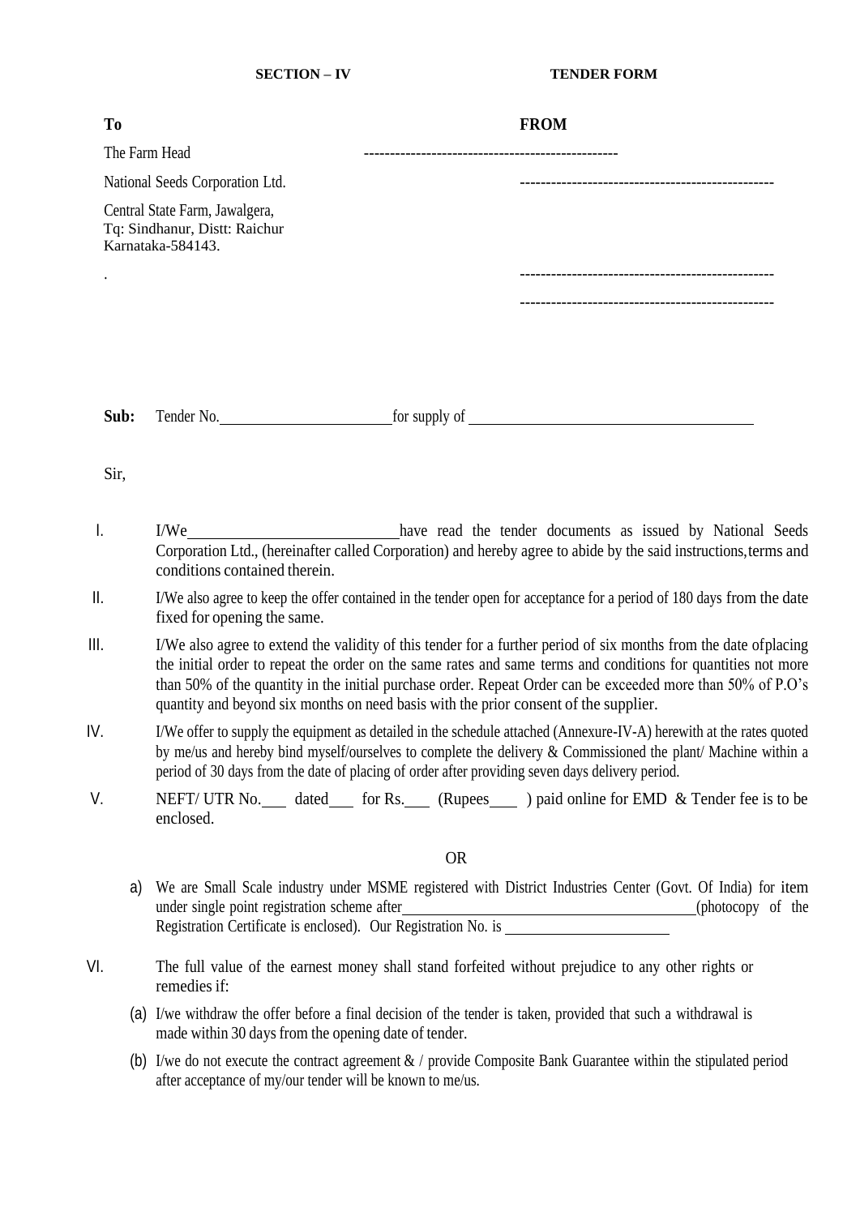**SECTION – IV** **TENDER FORM**

**To** **FROM**

The Farm Head ------------------------------------------------

National Seeds Corporation Ltd. ------------------------------------------------

Central State Farm, Jawalgera,
Tq: Sindhanur, Distt: Raichur
Karnataka-584143.

. ------------------------------------------------

------------------------------------------------

**Sub:** Tender No.______________________for supply of ____________________________________

Sir,

I. I/We____________________________have read the tender documents as issued by National Seeds Corporation Ltd., (hereinafter called Corporation) and hereby agree to abide by the said instructions, terms and conditions contained therein.

II. I/We also agree to keep the offer contained in the tender open for acceptance for a period of 180 days from the date fixed for opening the same.

III. I/We also agree to extend the validity of this tender for a further period of six months from the date of placing the initial order to repeat the order on the same rates and same terms and conditions for quantities not more than 50% of the quantity in the initial purchase order. Repeat Order can be exceeded more than 50% of P.O's quantity and beyond six months on need basis with the prior consent of the supplier.

IV. I/We offer to supply the equipment as detailed in the schedule attached (Annexure-IV-A) herewith at the rates quoted by me/us and hereby bind myself/ourselves to complete the delivery & Commissioned the plant/ Machine within a period of 30 days from the date of placing of order after providing seven days delivery period.

V. NEFT/ UTR No.___ dated___ for Rs.___ (Rupees___ ) paid online for EMD & Tender fee is to be enclosed.

OR

a) We are Small Scale industry under MSME registered with District Industries Center (Govt. Of India) for item under single point registration scheme after______________________________________(photocopy of the Registration Certificate is enclosed). Our Registration No. is ______________________

VI. The full value of the earnest money shall stand forfeited without prejudice to any other rights or remedies if:

(a) I/we withdraw the offer before a final decision of the tender is taken, provided that such a withdrawal is made within 30 days from the opening date of tender.

(b) I/we do not execute the contract agreement & / provide Composite Bank Guarantee within the stipulated period after acceptance of my/our tender will be known to me/us.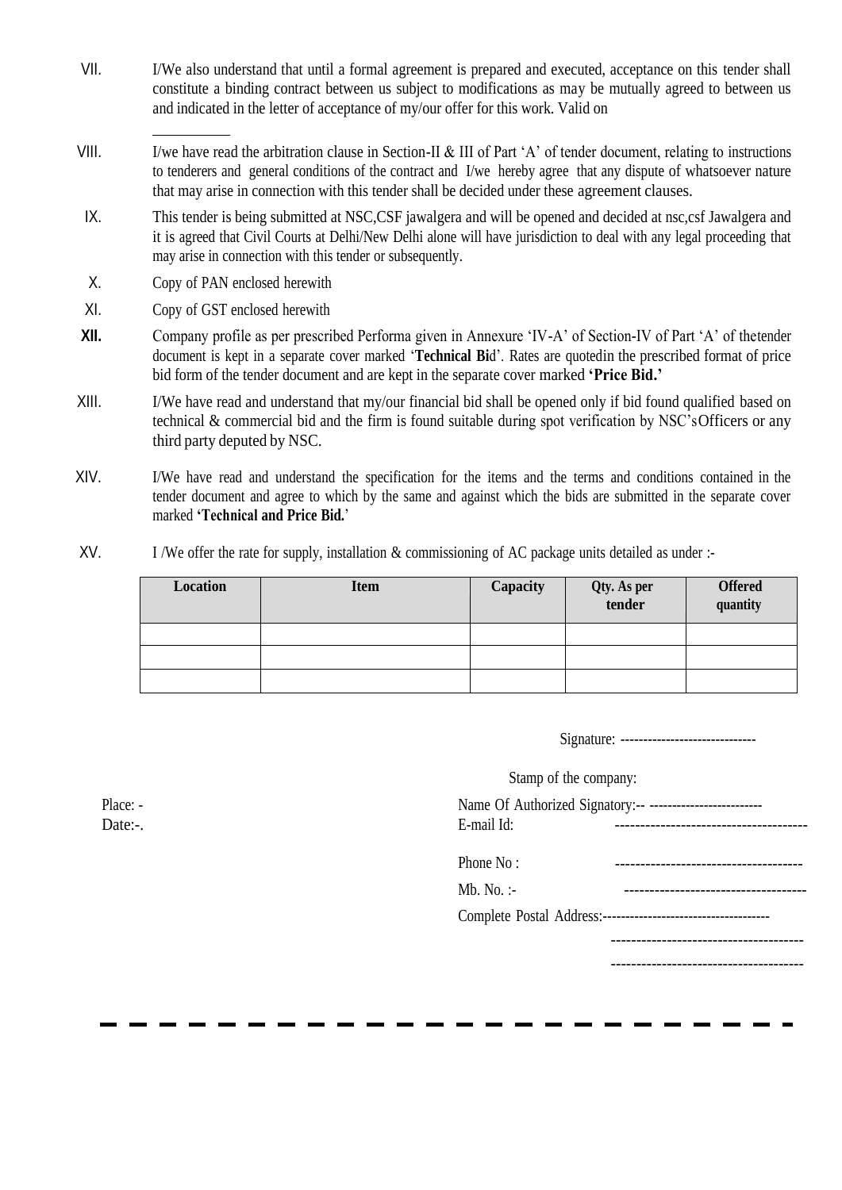VII. I/We also understand that until a formal agreement is prepared and executed, acceptance on this tender shall constitute a binding contract between us subject to modifications as may be mutually agreed to between us and indicated in the letter of acceptance of my/our offer for this work. Valid on

__________

VIII. I/we have read the arbitration clause in Section-II & III of Part 'A' of tender document, relating to instructions to tenderers and general conditions of the contract and I/we hereby agree that any dispute of whatsoever nature that may arise in connection with this tender shall be decided under these agreement clauses.

IX. This tender is being submitted at NSC,CSF jawalgera and will be opened and decided at nsc,csf Jawalgera and it is agreed that Civil Courts at Delhi/New Delhi alone will have jurisdiction to deal with any legal proceeding that may arise in connection with this tender or subsequently.

X. Copy of PAN enclosed herewith

XI. Copy of GST enclosed herewith

**XII.** Company profile as per prescribed Performa given in Annexure 'IV-A' of Section-IV of Part 'A' of thetender document is kept in a separate cover marked '**Technical Bi**d'. Rates are quotedin the prescribed format of price bid form of the tender document and are kept in the separate cover marked **'Price Bid.'**

XIII. I/We have read and understand that my/our financial bid shall be opened only if bid found qualified based on technical & commercial bid and the firm is found suitable during spot verification by NSC'sOfficers or any third party deputed by NSC.

XIV. I/We have read and understand the specification for the items and the terms and conditions contained in the tender document and agree to which by the same and against which the bids are submitted in the separate cover marked **'Technical and Price Bid.**'

XV. I /We offer the rate for supply, installation & commissioning of AC package units detailed as under :-

| Location | Item | Capacity | Qty. As per tender | Offered quantity |
|---|---|---|---|---|
| | | | | |
| | | | | |
| | | | | |

Signature: -----------------------------

Stamp of the company:

Place: -
Date:-.

Name Of Authorized Signatory:-- ------------------------
E-mail Id: --------------------------------------
Phone No : -------------------------------------
Mb. No. :- ------------------------------------
Complete Postal Address:------------------------------------
--------------------------------------
--------------------------------------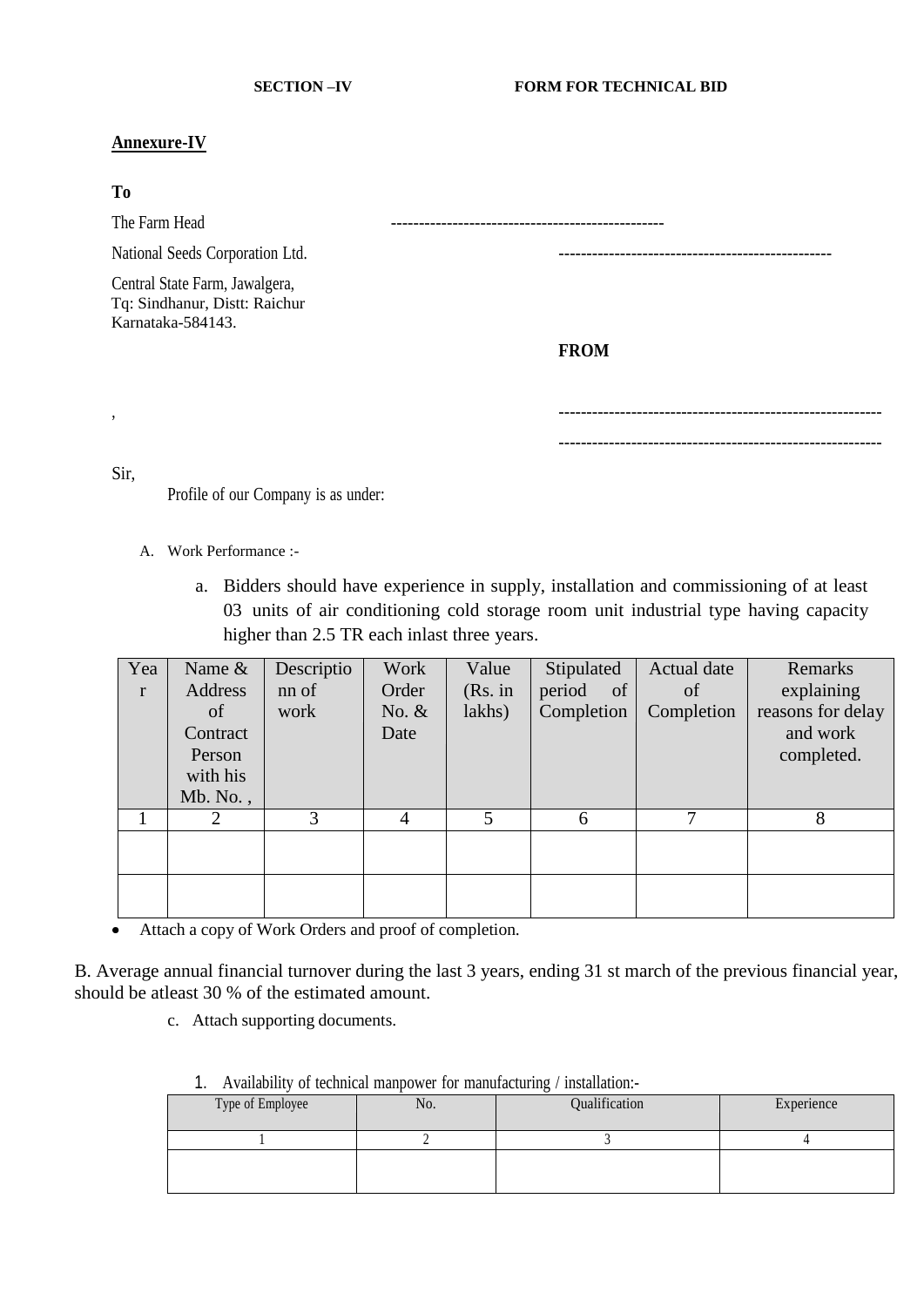**SECTION –IV** **FORM FOR TECHNICAL BID**

**Annexure-IV**

**To**

The Farm Head ------------------------------------------------

National Seeds Corporation Ltd. ------------------------------------------------

Central State Farm, Jawalgera,
Tq: Sindhanur, Distt: Raichur
Karnataka-584143.

**FROM**

,

---------------------------------------------------------

---------------------------------------------------------

Sir,

Profile of our Company is as under:

A. Work Performance :-

a. Bidders should have experience in supply, installation and commissioning of at least 03 units of air conditioning cold storage room unit industrial type having capacity higher than 2.5 TR each inlast three years.

| Year | Name & Address of Contract Person with his Mb. No. , | Descriptionn of work | Work Order No. & Date | Value (Rs. in lakhs) | Stipulated period of Completion | Actual date of Completion | Remarks explaining reasons for delay and work completed. |
|---|---|---|---|---|---|---|---|
| 1 | 2 | 3 | 4 | 5 | 6 | 7 | 8 |
| | | | | | | | |
| | | | | | | | |

- Attach a copy of Work Orders and proof of completion.

B. Average annual financial turnover during the last 3 years, ending 31 st march of the previous financial year, should be atleast 30 % of the estimated amount.

c. Attach supporting documents.

1. Availability of technical manpower for manufacturing / installation:-

| Type of Employee | No. | Qualification | Experience |
|---|---|---|---|
| 1 | 2 | 3 | 4 |
| | | | |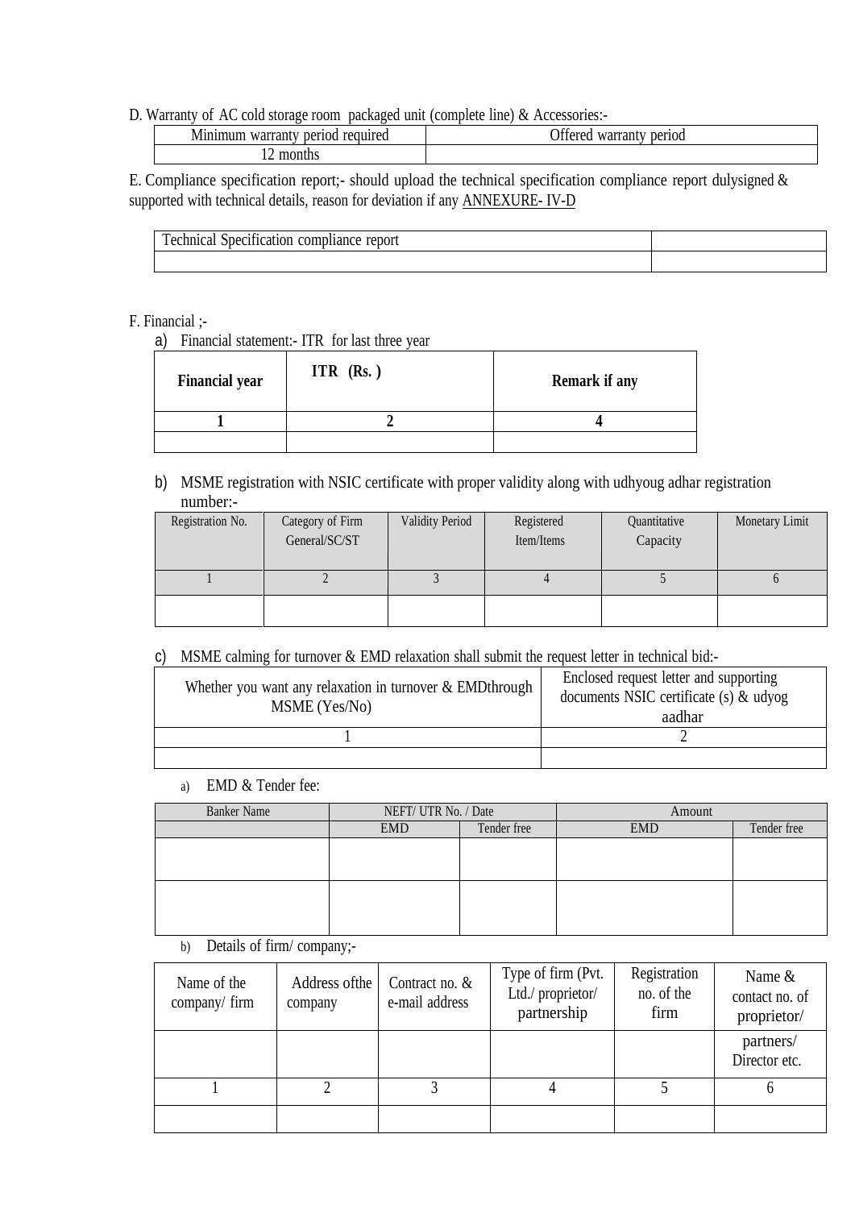D. Warranty of AC cold storage room packaged unit (complete line) & Accessories:-

| Minimum warranty period required | Offered warranty period |
|---|---|
| 12 months | |

E. Compliance specification report;- should upload the technical specification compliance report dulysigned & supported with technical details, reason for deviation if any ANNEXURE- IV-D

| Technical Specification compliance report | |
|---|---|
| | |

F. Financial ;-

a) Financial statement:- ITR for last three year

| **Financial year** | **ITR (Rs. )** | **Remark if any** |
|---|---|---|
| **1** | **2** | **4** |
| | | |

b) MSME registration with NSIC certificate with proper validity along with udhyoug adhar registration number:-

| Registration No. | Category of Firm General/SC/ST | Validity Period | Registered Item/Items | Quantitative Capacity | Monetary Limit |
|---|---|---|---|---|---|
| 1 | 2 | 3 | 4 | 5 | 6 |
| | | | | | |

c) MSME calming for turnover & EMD relaxation shall submit the request letter in technical bid:-

| Whether you want any relaxation in turnover & EMDthrough MSME (Yes/No) | Enclosed request letter and supporting documents NSIC certificate (s) & udyog aadhar |
|---|---|
| 1 | 2 |
| | |

a) EMD & Tender fee:

| Banker Name | NEFT/ UTR No. / Date | | Amount | |
|---|---|---|---|---|
| | EMD | Tender free | EMD | Tender free |
| | | | | |
| | | | | |

b) Details of firm/ company;-

| Name of the company/ firm | Address ofthe company | Contract no. & e-mail address | Type of firm (Pvt. Ltd./ proprietor/ partnership | Registration no. of the firm | Name & contact no. of proprietor/ partners/ Director etc. |
|---|---|---|---|---|---|
| 1 | 2 | 3 | 4 | 5 | 6 |
| | | | | | |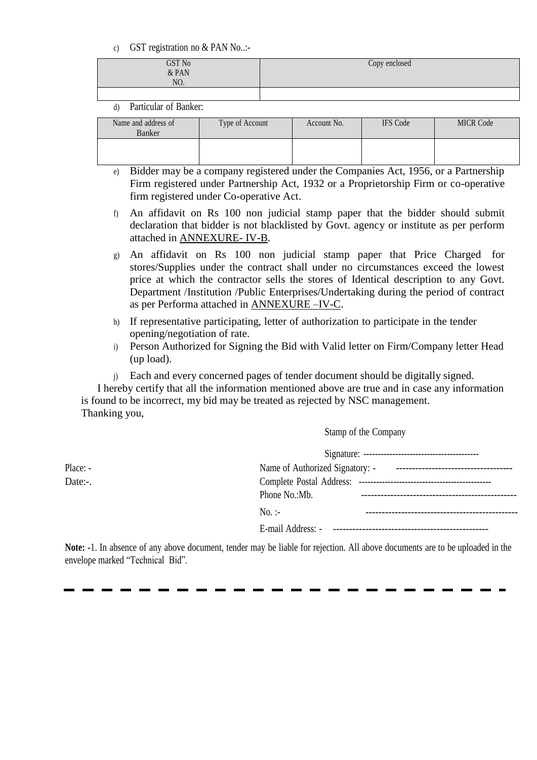c) GST registration no & PAN No..:-

| GST No & PAN NO. | Copy enclosed |
|---|---|
| | |

d) Particular of Banker:

| Name and address of Banker | Type of Account | Account No. | IFS Code | MICR Code |
|---|---|---|---|---|
| | | | | |

e) Bidder may be a company registered under the Companies Act, 1956, or a Partnership Firm registered under Partnership Act, 1932 or a Proprietorship Firm or co-operative firm registered under Co-operative Act.

f) An affidavit on Rs 100 non judicial stamp paper that the bidder should submit declaration that bidder is not blacklisted by Govt. agency or institute as per perform attached in ANNEXURE- IV-B.

g) An affidavit on Rs 100 non judicial stamp paper that Price Charged for stores/Supplies under the contract shall under no circumstances exceed the lowest price at which the contractor sells the stores of Identical description to any Govt. Department /Institution /Public Enterprises/Undertaking during the period of contract as per Performa attached in ANNEXURE –IV-C.

h) If representative participating, letter of authorization to participate in the tender opening/negotiation of rate.

i) Person Authorized for Signing the Bid with Valid letter on Firm/Company letter Head (up load).

j) Each and every concerned pages of tender document should be digitally signed.

I hereby certify that all the information mentioned above are true and in case any information is found to be incorrect, my bid may be treated as rejected by NSC management.

Thanking you,

Stamp of the Company

Signature: ---------------------------------------

Place: -

Date:-.

Name of Authorized Signatory: - ------------------------------------

Complete Postal Address: --------------------------------------------

Phone No.:Mb. ------------------------------------------------

No. :- -----------------------------------------------

E-mail Address: - ------------------------------------------------

**Note: -**1. In absence of any above document, tender may be liable for rejection. All above documents are to be uploaded in the envelope marked "Technical Bid".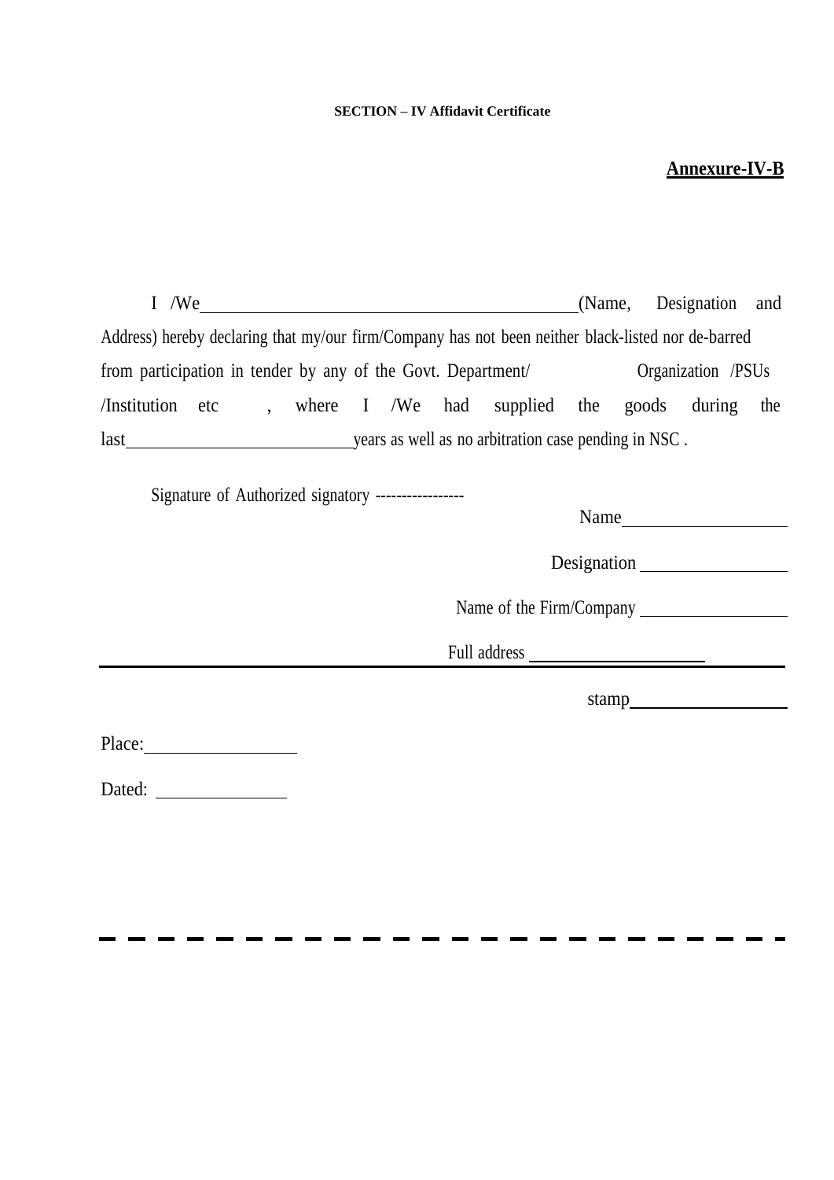**SECTION – IV Affidavit Certificate**

**Annexure-IV-B**

I /We\_\_\_\_\_\_\_\_\_\_\_\_\_\_\_\_\_\_\_\_\_\_\_\_\_\_\_\_\_\_\_\_\_\_\_\_\_\_\_\_\_\_\_\_(Name, Designation and Address) hereby declaring that my/our firm/Company has not been neither black-listed nor de-barred from participation in tender by any of the Govt. Department/ Organization /PSUs /Institution etc , where I /We had supplied the goods during the last\_\_\_\_\_\_\_\_\_\_\_\_\_\_\_\_\_\_\_\_\_\_\_\_\_\_\_\_years as well as no arbitration case pending in NSC .

Signature of Authorized signatory -----------------

Name\_\_\_\_\_\_\_\_\_\_\_\_\_\_\_\_\_\_\_\_

Designation \_\_\_\_\_\_\_\_\_\_\_\_\_\_\_\_\_\_

Name of the Firm/Company \_\_\_\_\_\_\_\_\_\_\_\_\_\_\_\_\_\_

Full address \_\_\_\_\_\_\_\_\_\_\_\_\_\_\_\_\_\_\_\_\_\_\_

stamp\_\_\_\_\_\_\_\_\_\_\_\_\_\_\_\_\_\_\_

Place:\_\_\_\_\_\_\_\_\_\_\_\_\_\_\_\_\_\_

Dated: \_\_\_\_\_\_\_\_\_\_\_\_\_\_\_\_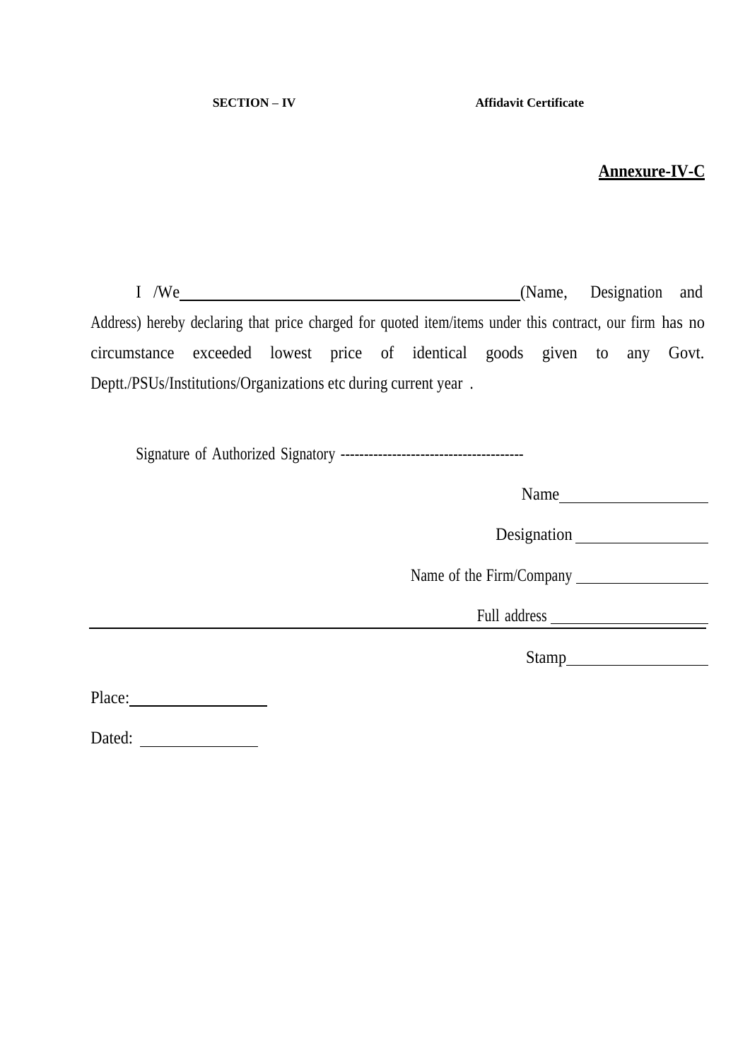**SECTION – IV** **Affidavit Certificate**

**Annexure-IV-C**

I /We\_\_\_\_\_\_\_\_\_\_\_\_\_\_\_\_\_\_\_\_\_\_\_\_\_\_\_\_\_\_\_\_\_\_\_\_\_\_\_\_(Name, Designation and Address) hereby declaring that price charged for quoted item/items under this contract, our firm has no circumstance exceeded lowest price of identical goods given to any Govt. Deptt./PSUs/Institutions/Organizations etc during current year .

Signature of Authorized Signatory ---------------------------------------

Name\_\_\_\_\_\_\_\_\_\_\_\_\_\_\_\_\_\_

Designation \_\_\_\_\_\_\_\_\_\_\_\_\_\_\_\_\_\_

Name of the Firm/Company \_\_\_\_\_\_\_\_\_\_\_\_\_\_\_\_\_\_

Full address \_\_\_\_\_\_\_\_\_\_\_\_\_\_\_\_\_\_\_\_\_\_

\_\_\_\_\_\_\_\_\_\_\_\_\_\_\_\_\_\_\_\_\_\_\_\_\_\_\_\_\_\_\_\_\_\_\_\_\_\_\_\_\_\_\_\_\_\_\_\_\_\_\_\_\_\_\_\_\_\_\_\_\_\_\_\_\_\_\_\_\_\_\_\_

Stamp\_\_\_\_\_\_\_\_\_\_\_\_\_\_\_\_\_\_

Place:\_\_\_\_\_\_\_\_\_\_\_\_\_\_\_\_\_\_

Dated: \_\_\_\_\_\_\_\_\_\_\_\_\_\_\_\_\_\_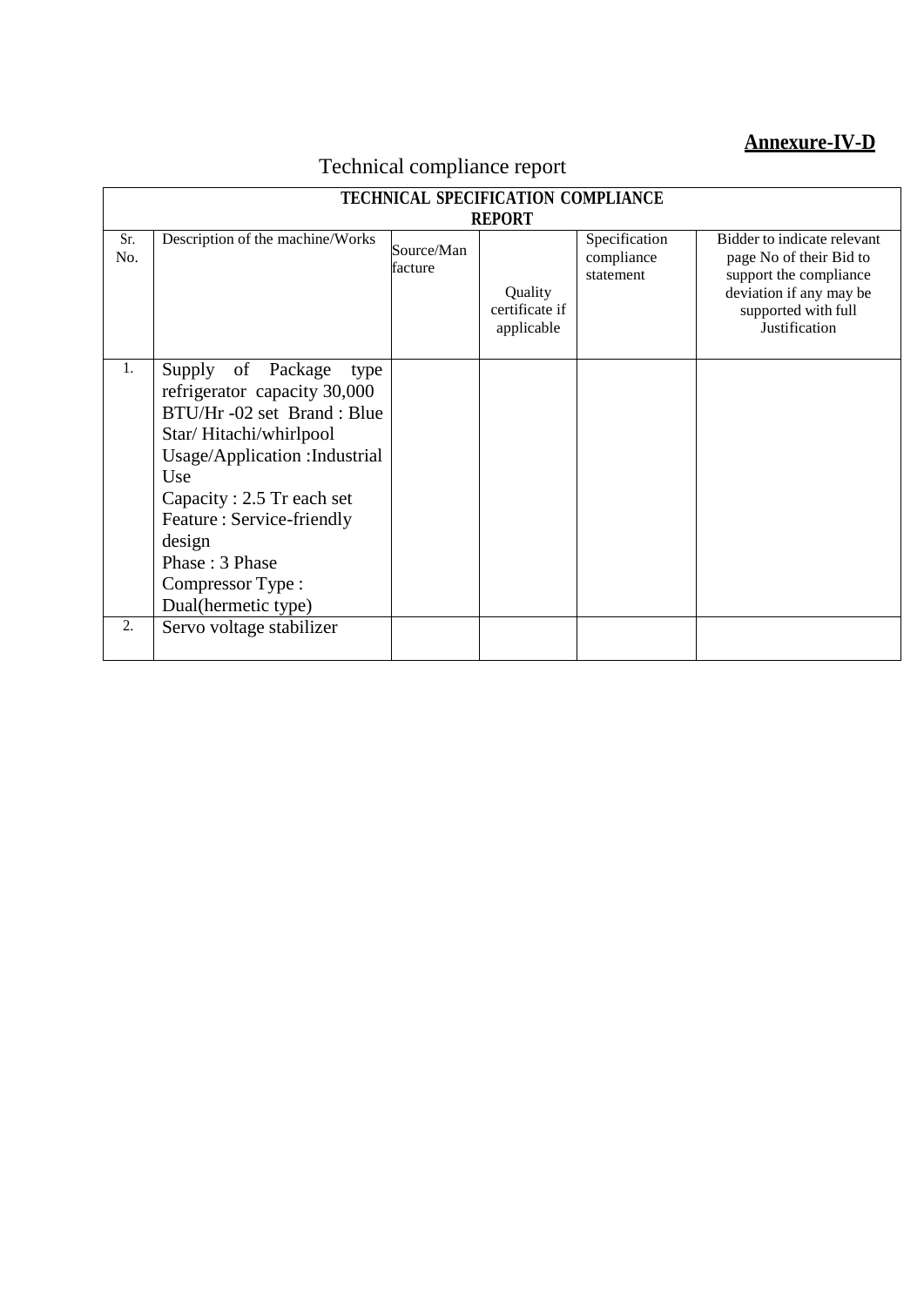**Annexure-IV-D**

Technical compliance report

| TECHNICAL SPECIFICATION COMPLIANCE REPORT | | | | | |
|---|---|---|---|---|---|
| Sr. No. | Description of the machine/Works | Source/Man facture | Quality certificate if applicable | Specification compliance statement | Bidder to indicate relevant page No of their Bid to support the compliance deviation if any may be supported with full Justification |
| 1. | Supply of Package type refrigerator capacity 30,000 BTU/Hr -02 set Brand : Blue Star/ Hitachi/whirlpool<br>Usage/Application :Industrial Use<br>Capacity : 2.5 Tr each set<br>Feature : Service-friendly design<br>Phase : 3 Phase<br>Compressor Type : Dual(hermetic type) | | | | |
| 2. | Servo voltage stabilizer | | | | |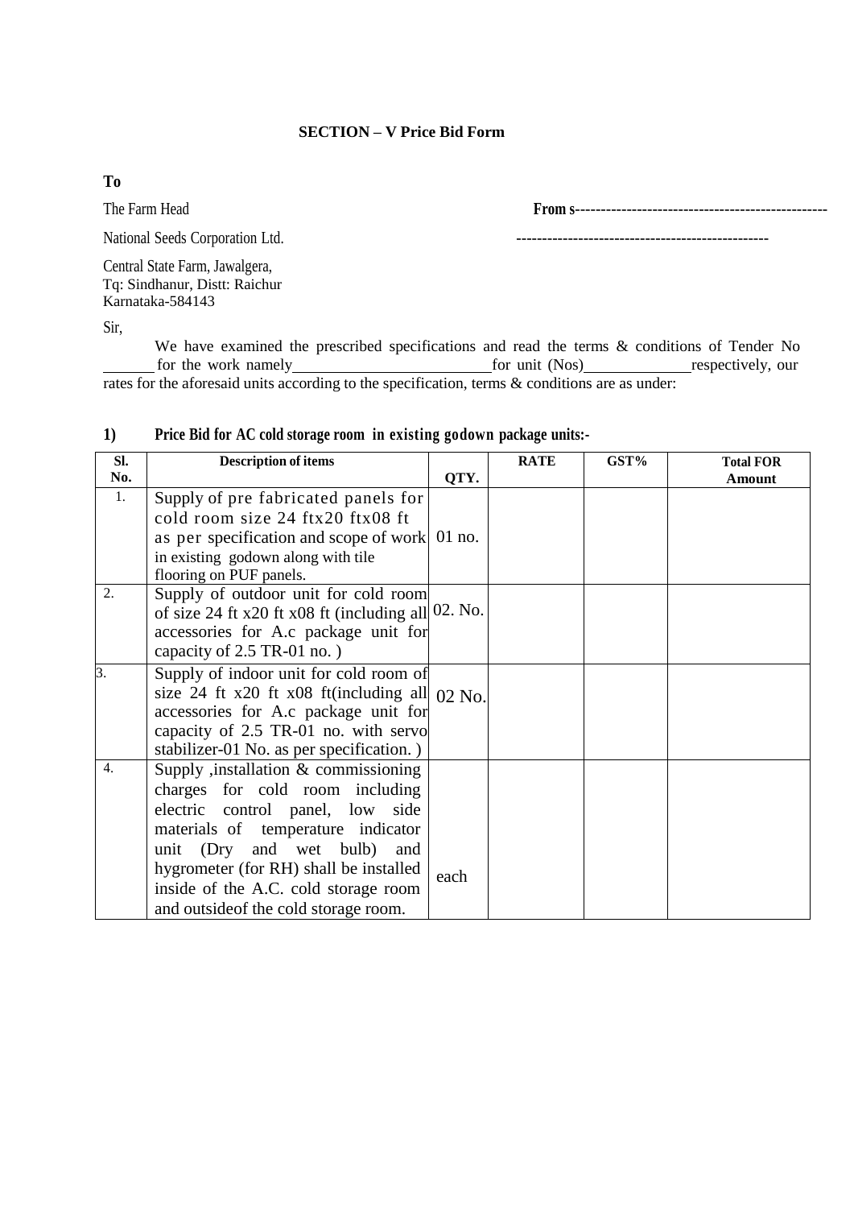**SECTION – V Price Bid Form**

**To**

The Farm Head **From s-------------------------------------------------**

National Seeds Corporation Ltd. -------------------------------------------------

Central State Farm, Jawalgera,
Tq: Sindhanur, Distt: Raichur
Karnataka-584143

Sir,

We have examined the prescribed specifications and read the terms & conditions of Tender No ______ for the work namely__________________________for unit (Nos)______________respectively, our rates for the aforesaid units according to the specification, terms & conditions are as under:

**1) Price Bid for AC cold storage room in existing godown package units:-**

| Sl. No. | Description of items | QTY. | RATE | GST% | Total FOR Amount |
|---|---|---|---|---|---|
| 1. | Supply of pre fabricated panels for cold room size 24 ftx20 ftx08 ft as per specification and scope of work in existing godown along with tile flooring on PUF panels. | 01 no. | | | |
| 2. | Supply of outdoor unit for cold room of size 24 ft x20 ft x08 ft (including all accessories for A.c package unit for capacity of 2.5 TR-01 no. ) | 02. No. | | | |
| 3. | Supply of indoor unit for cold room of size 24 ft x20 ft x08 ft(including all accessories for A.c package unit for capacity of 2.5 TR-01 no. with servo stabilizer-01 No. as per specification. ) | 02 No. | | | |
| 4. | Supply ,installation & commissioning charges for cold room including electric control panel, low side materials of temperature indicator unit (Dry and wet bulb) and hygrometer (for RH) shall be installed inside of the A.C. cold storage room and outsideof the cold storage room. | each | | | |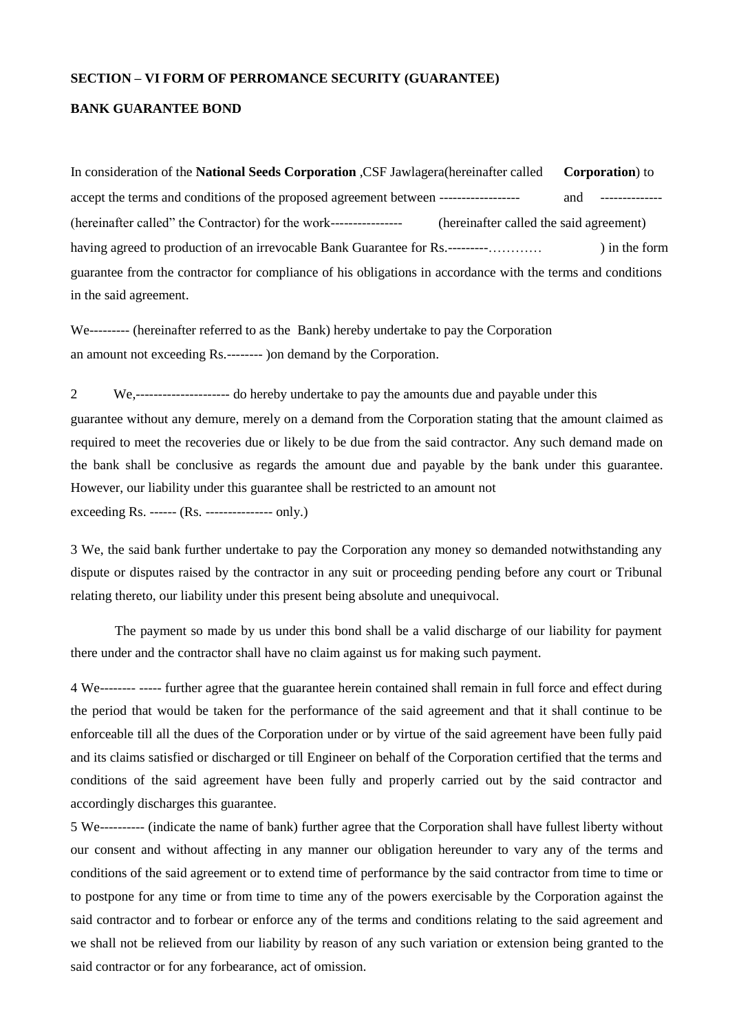**SECTION – VI FORM OF PERROMANCE SECURITY (GUARANTEE)**

**BANK GUARANTEE BOND**

In consideration of the **National Seeds Corporation** ,CSF Jawlagera(hereinafter called **Corporation**) to accept the terms and conditions of the proposed agreement between ------------------ and -------------- (hereinafter called" the Contractor) for the work---------------- (hereinafter called the said agreement) having agreed to production of an irrevocable Bank Guarantee for Rs.---------………… ) in the form guarantee from the contractor for compliance of his obligations in accordance with the terms and conditions in the said agreement.

We--------- (hereinafter referred to as the Bank) hereby undertake to pay the Corporation an amount not exceeding Rs.-------- )on demand by the Corporation.

2 We,--------------------- do hereby undertake to pay the amounts due and payable under this guarantee without any demure, merely on a demand from the Corporation stating that the amount claimed as required to meet the recoveries due or likely to be due from the said contractor. Any such demand made on the bank shall be conclusive as regards the amount due and payable by the bank under this guarantee. However, our liability under this guarantee shall be restricted to an amount not exceeding Rs. ------ (Rs. --------------- only.)

3 We, the said bank further undertake to pay the Corporation any money so demanded notwithstanding any dispute or disputes raised by the contractor in any suit or proceeding pending before any court or Tribunal relating thereto, our liability under this present being absolute and unequivocal.

The payment so made by us under this bond shall be a valid discharge of our liability for payment there under and the contractor shall have no claim against us for making such payment.

4 We-------- ----- further agree that the guarantee herein contained shall remain in full force and effect during the period that would be taken for the performance of the said agreement and that it shall continue to be enforceable till all the dues of the Corporation under or by virtue of the said agreement have been fully paid and its claims satisfied or discharged or till Engineer on behalf of the Corporation certified that the terms and conditions of the said agreement have been fully and properly carried out by the said contractor and accordingly discharges this guarantee.

5 We---------- (indicate the name of bank) further agree that the Corporation shall have fullest liberty without our consent and without affecting in any manner our obligation hereunder to vary any of the terms and conditions of the said agreement or to extend time of performance by the said contractor from time to time or to postpone for any time or from time to time any of the powers exercisable by the Corporation against the said contractor and to forbear or enforce any of the terms and conditions relating to the said agreement and we shall not be relieved from our liability by reason of any such variation or extension being granted to the said contractor or for any forbearance, act of omission.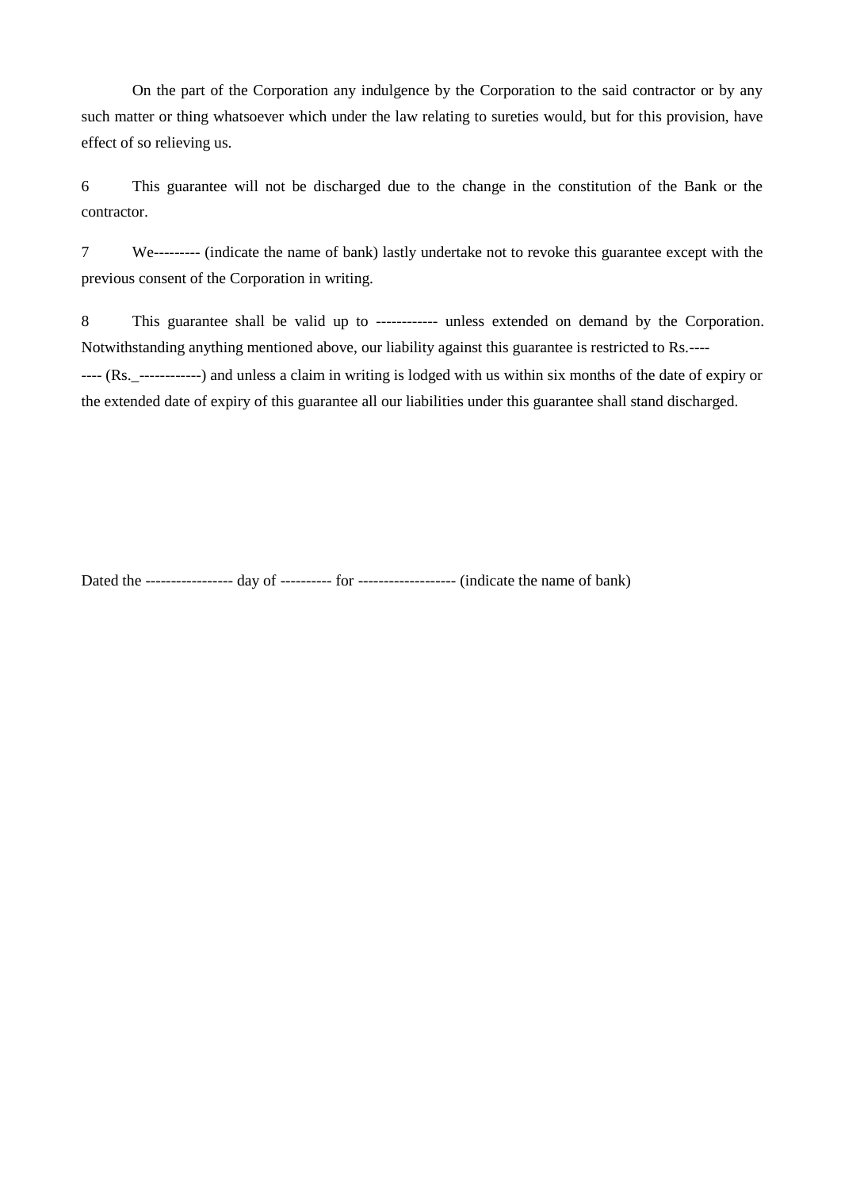On the part of the Corporation any indulgence by the Corporation to the said contractor or by any such matter or thing whatsoever which under the law relating to sureties would, but for this provision, have effect of so relieving us.

6 This guarantee will not be discharged due to the change in the constitution of the Bank or the contractor.

7 We--------- (indicate the name of bank) lastly undertake not to revoke this guarantee except with the previous consent of the Corporation in writing.

8 This guarantee shall be valid up to ------------ unless extended on demand by the Corporation. Notwithstanding anything mentioned above, our liability against this guarantee is restricted to Rs.-------- (Rs._------------) and unless a claim in writing is lodged with us within six months of the date of expiry or the extended date of expiry of this guarantee all our liabilities under this guarantee shall stand discharged.

Dated the ----------------- day of ---------- for ------------------- (indicate the name of bank)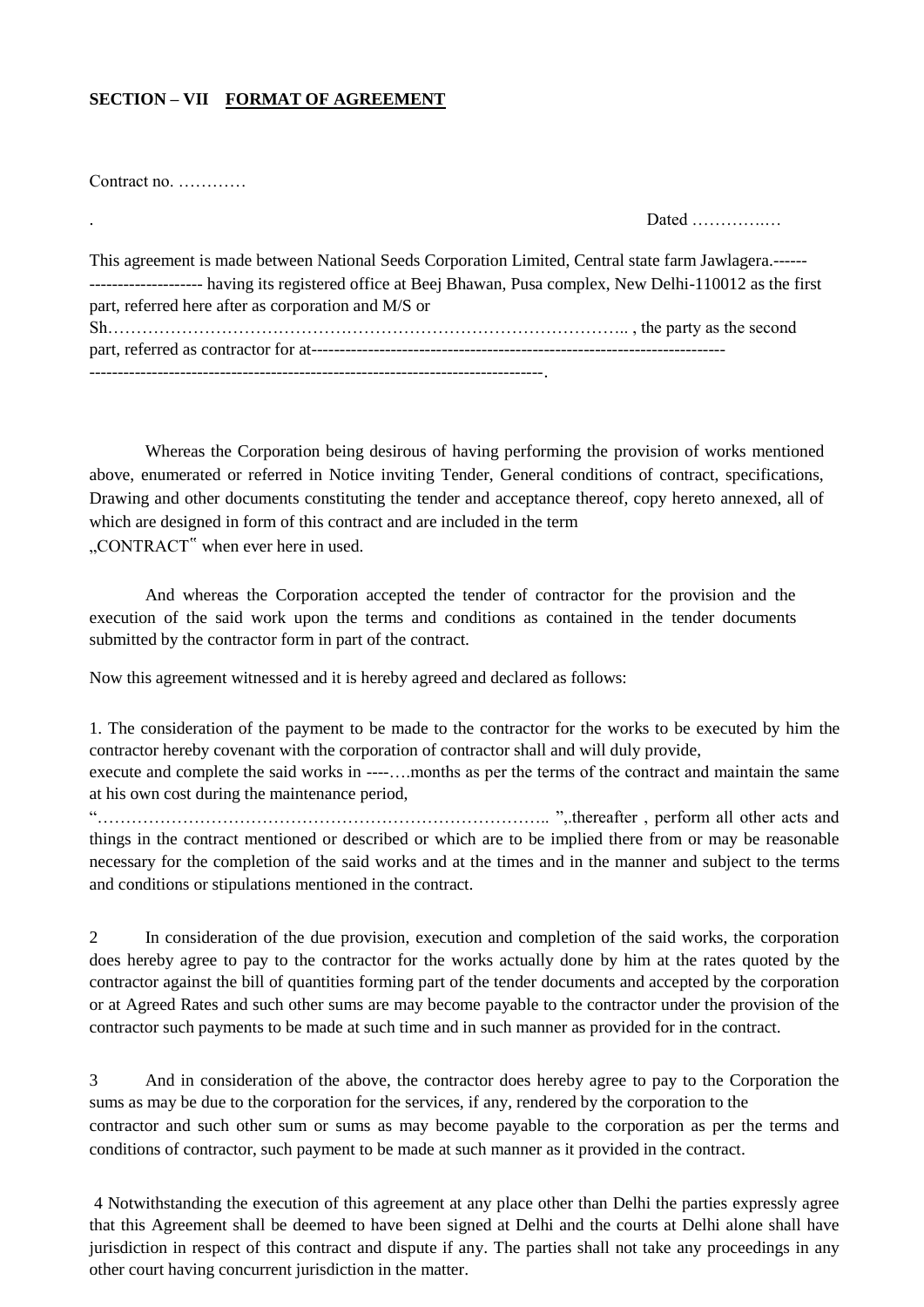**SECTION – VII &nbsp;&nbsp; <u>FORMAT OF AGREEMENT</u>**

Contract no. …………

. Dated ………….…

This agreement is made between National Seeds Corporation Limited, Central state farm Jawlagera.-------------------------- having its registered office at Beej Bhawan, Pusa complex, New Delhi-110012 as the first part, referred here after as corporation and M/S or Sh……………………………………………………………………………….. , the party as the second part, referred as contractor for at-------------------------------------------------------------------------------------------------------------------------------------------------------.

Whereas the Corporation being desirous of having performing the provision of works mentioned above, enumerated or referred in Notice inviting Tender, General conditions of contract, specifications, Drawing and other documents constituting the tender and acceptance thereof, copy hereto annexed, all of which are designed in form of this contract and are included in the term „CONTRACT‟ when ever here in used.

And whereas the Corporation accepted the tender of contractor for the provision and the execution of the said work upon the terms and conditions as contained in the tender documents submitted by the contractor form in part of the contract.

Now this agreement witnessed and it is hereby agreed and declared as follows:

1. The consideration of the payment to be made to the contractor for the works to be executed by him the contractor hereby covenant with the corporation of contractor shall and will duly provide, execute and complete the said works in ----….months as per the terms of the contract and maintain the same at his own cost during the maintenance period, "…………………………………………………………………….. ",.thereafter , perform all other acts and things in the contract mentioned or described or which are to be implied there from or may be reasonable necessary for the completion of the said works and at the times and in the manner and subject to the terms and conditions or stipulations mentioned in the contract.

2 In consideration of the due provision, execution and completion of the said works, the corporation does hereby agree to pay to the contractor for the works actually done by him at the rates quoted by the contractor against the bill of quantities forming part of the tender documents and accepted by the corporation or at Agreed Rates and such other sums are may become payable to the contractor under the provision of the contractor such payments to be made at such time and in such manner as provided for in the contract.

3 And in consideration of the above, the contractor does hereby agree to pay to the Corporation the sums as may be due to the corporation for the services, if any, rendered by the corporation to the contractor and such other sum or sums as may become payable to the corporation as per the terms and conditions of contractor, such payment to be made at such manner as it provided in the contract.

4 Notwithstanding the execution of this agreement at any place other than Delhi the parties expressly agree that this Agreement shall be deemed to have been signed at Delhi and the courts at Delhi alone shall have jurisdiction in respect of this contract and dispute if any. The parties shall not take any proceedings in any other court having concurrent jurisdiction in the matter.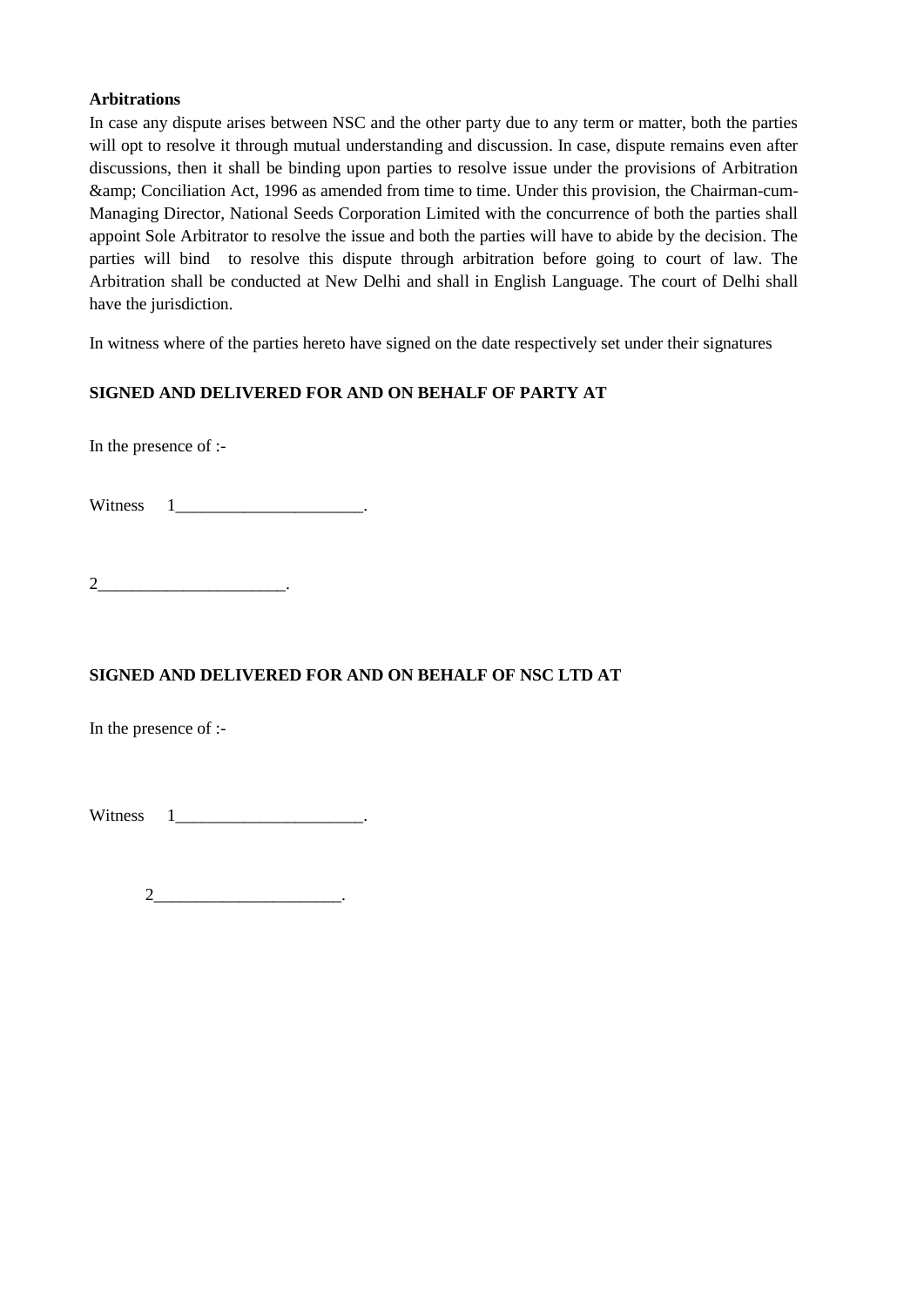**Arbitrations**

In case any dispute arises between NSC and the other party due to any term or matter, both the parties will opt to resolve it through mutual understanding and discussion. In case, dispute remains even after discussions, then it shall be binding upon parties to resolve issue under the provisions of Arbitration &amp; Conciliation Act, 1996 as amended from time to time. Under this provision, the Chairman-cum-Managing Director, National Seeds Corporation Limited with the concurrence of both the parties shall appoint Sole Arbitrator to resolve the issue and both the parties will have to abide by the decision. The parties will bind to resolve this dispute through arbitration before going to court of law. The Arbitration shall be conducted at New Delhi and shall in English Language. The court of Delhi shall have the jurisdiction.

In witness where of the parties hereto have signed on the date respectively set under their signatures

**SIGNED AND DELIVERED FOR AND ON BEHALF OF PARTY AT**

In the presence of :-

Witness 1______________________.

2______________________.

**SIGNED AND DELIVERED FOR AND ON BEHALF OF NSC LTD AT**

In the presence of :-

Witness 1______________________.

2______________________.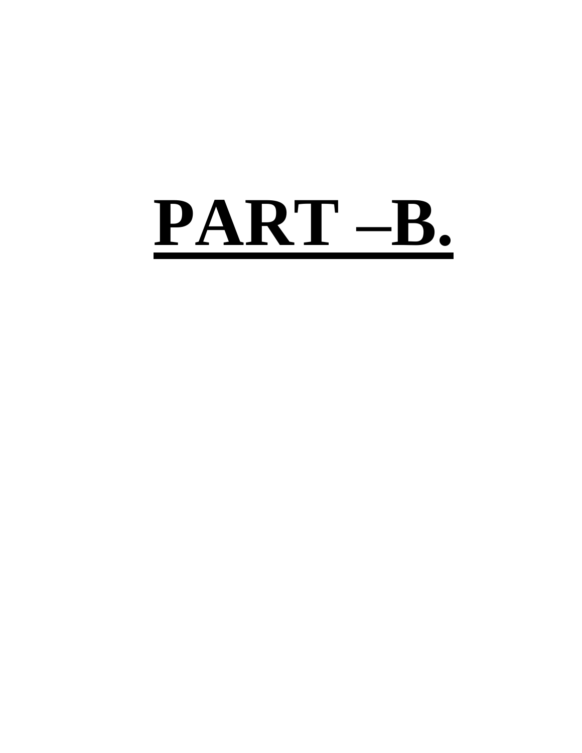# PART –B.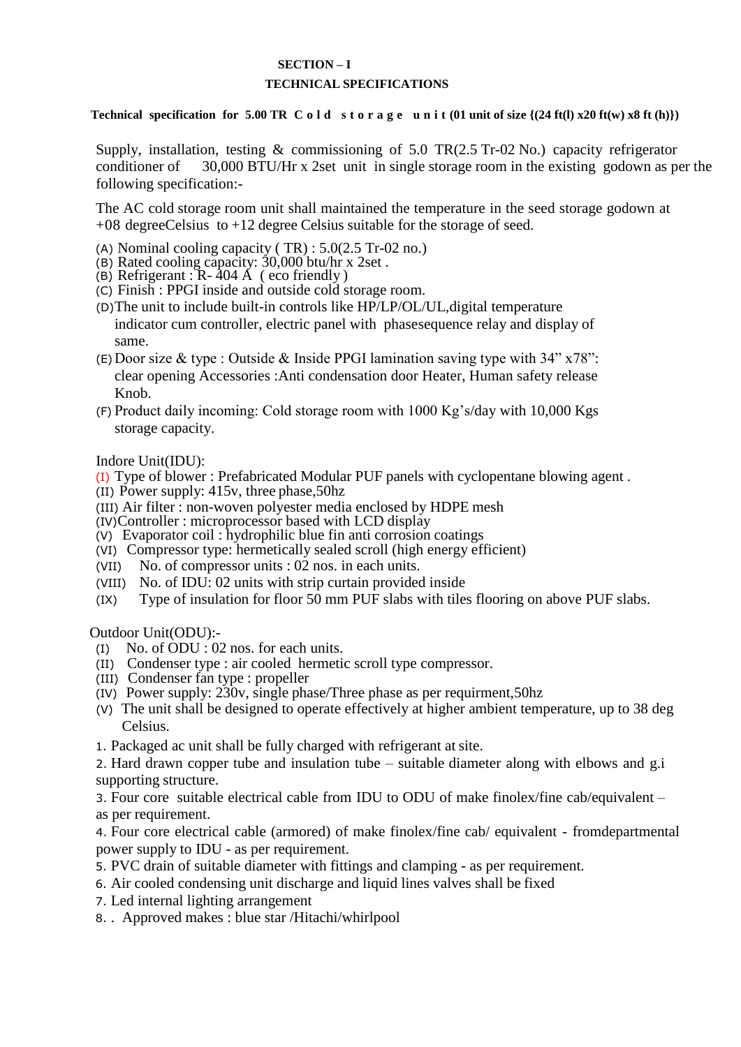**SECTION – I**

**TECHNICAL SPECIFICATIONS**

**Technical specification for 5.00 TR C o l d s t o r a g e u n i t (01 unit of size {(24 ft(l) x20 ft(w) x8 ft (h)})**

Supply, installation, testing & commissioning of 5.0 TR(2.5 Tr-02 No.) capacity refrigerator conditioner of 30,000 BTU/Hr x 2set unit in single storage room in the existing godown as per the following specification:-

The AC cold storage room unit shall maintained the temperature in the seed storage godown at +08 degreeCelsius to +12 degree Celsius suitable for the storage of seed.

(A) Nominal cooling capacity ( TR) : 5.0(2.5 Tr-02 no.)
(B) Rated cooling capacity: 30,000 btu/hr x 2set .
(B) Refrigerant : R- 404 A ( eco friendly )
(C) Finish : PPGI inside and outside cold storage room.
(D) The unit to include built-in controls like HP/LP/OL/UL,digital temperature indicator cum controller, electric panel with phasesequence relay and display of same.
(E) Door size & type : Outside & Inside PPGI lamination saving type with 34” x78”: clear opening Accessories :Anti condensation door Heater, Human safety release Knob.
(F) Product daily incoming: Cold storage room with 1000 Kg’s/day with 10,000 Kgs storage capacity.

Indore Unit(IDU):

(I) Type of blower : Prefabricated Modular PUF panels with cyclopentane blowing agent .
(II) Power supply: 415v, three phase,50hz
(III) Air filter : non-woven polyester media enclosed by HDPE mesh
(IV) Controller : microprocessor based with LCD display
(V) Evaporator coil : hydrophilic blue fin anti corrosion coatings
(VI) Compressor type: hermetically sealed scroll (high energy efficient)
(VII) No. of compressor units : 02 nos. in each units.
(VIII) No. of IDU: 02 units with strip curtain provided inside
(IX) Type of insulation for floor 50 mm PUF slabs with tiles flooring on above PUF slabs.

Outdoor Unit(ODU):-

(I) No. of ODU : 02 nos. for each units.
(II) Condenser type : air cooled hermetic scroll type compressor.
(III) Condenser fan type : propeller
(IV) Power supply: 230v, single phase/Three phase as per requirment,50hz
(V) The unit shall be designed to operate effectively at higher ambient temperature, up to 38 deg Celsius.

1. Packaged ac unit shall be fully charged with refrigerant at site.
2. Hard drawn copper tube and insulation tube – suitable diameter along with elbows and g.i supporting structure.
3. Four core suitable electrical cable from IDU to ODU of make finolex/fine cab/equivalent – as per requirement.
4. Four core electrical cable (armored) of make finolex/fine cab/ equivalent - fromdepartmental power supply to IDU - as per requirement.
5. PVC drain of suitable diameter with fittings and clamping - as per requirement.
6. Air cooled condensing unit discharge and liquid lines valves shall be fixed
7. Led internal lighting arrangement
8. . Approved makes : blue star /Hitachi/whirlpool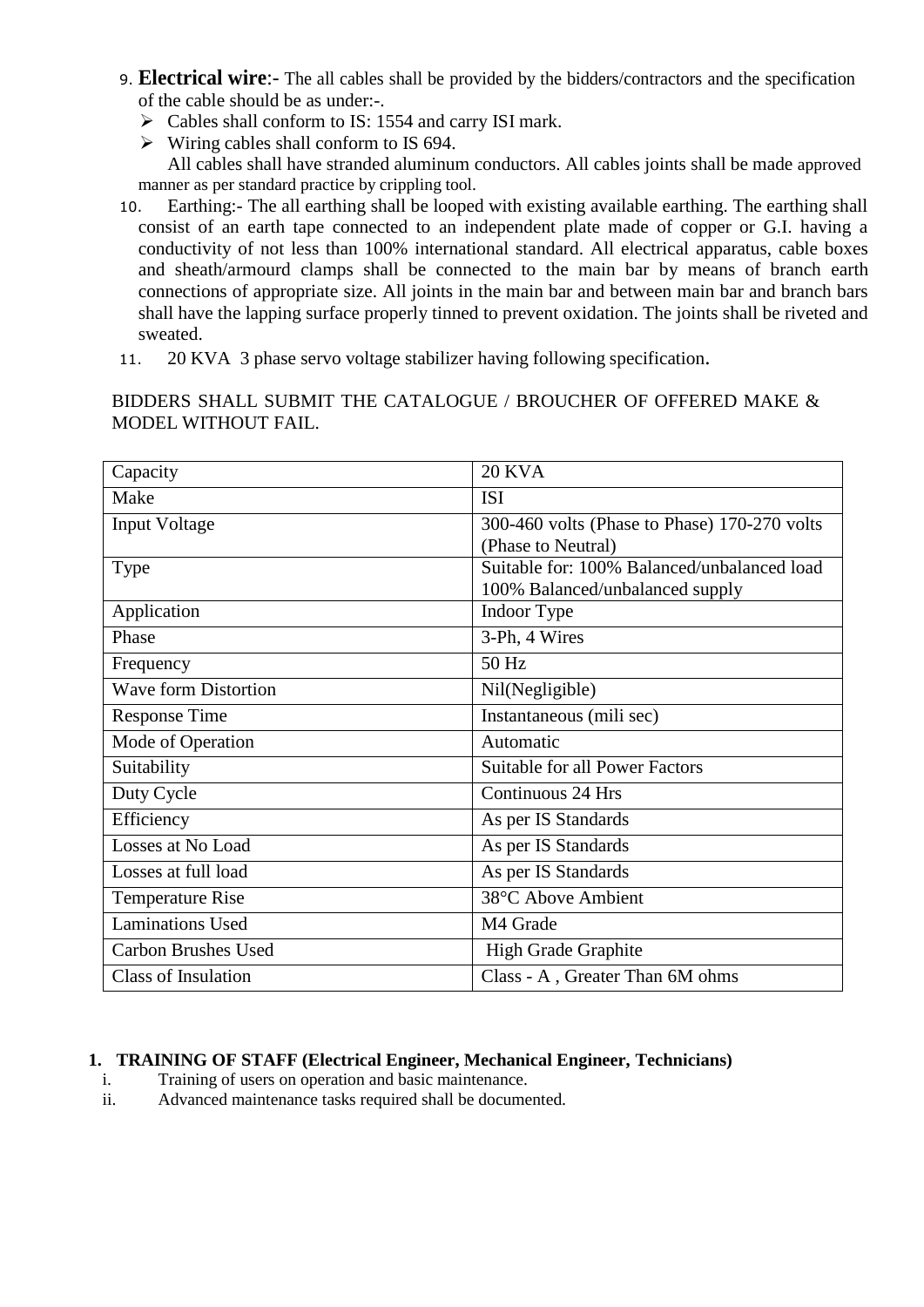9. **Electrical wire**:- The all cables shall be provided by the bidders/contractors and the specification of the cable should be as under:-.
   - Cables shall conform to IS: 1554 and carry ISI mark.
   - Wiring cables shall conform to IS 694.

   All cables shall have stranded aluminum conductors. All cables joints shall be made approved manner as per standard practice by crippling tool.
10. Earthing:- The all earthing shall be looped with existing available earthing. The earthing shall consist of an earth tape connected to an independent plate made of copper or G.I. having a conductivity of not less than 100% international standard. All electrical apparatus, cable boxes and sheath/armourd clamps shall be connected to the main bar by means of branch earth connections of appropriate size. All joints in the main bar and between main bar and branch bars shall have the lapping surface properly tinned to prevent oxidation. The joints shall be riveted and sweated.
11. 20 KVA 3 phase servo voltage stabilizer having following specification.

BIDDERS SHALL SUBMIT THE CATALOGUE / BROUCHER OF OFFERED MAKE & MODEL WITHOUT FAIL.

| Capacity | 20 KVA |
|---|---|
| Make | ISI |
| Input Voltage | 300-460 volts (Phase to Phase) 170-270 volts (Phase to Neutral) |
| Type | Suitable for: 100% Balanced/unbalanced load 100% Balanced/unbalanced supply |
| Application | Indoor Type |
| Phase | 3-Ph, 4 Wires |
| Frequency | 50 Hz |
| Wave form Distortion | Nil(Negligible) |
| Response Time | Instantaneous (mili sec) |
| Mode of Operation | Automatic |
| Suitability | Suitable for all Power Factors |
| Duty Cycle | Continuous 24 Hrs |
| Efficiency | As per IS Standards |
| Losses at No Load | As per IS Standards |
| Losses at full load | As per IS Standards |
| Temperature Rise | 38°C Above Ambient |
| Laminations Used | M4 Grade |
| Carbon Brushes Used | High Grade Graphite |
| Class of Insulation | Class - A , Greater Than 6M ohms |

**1. TRAINING OF STAFF (Electrical Engineer, Mechanical Engineer, Technicians)**

i. Training of users on operation and basic maintenance.

ii. Advanced maintenance tasks required shall be documented.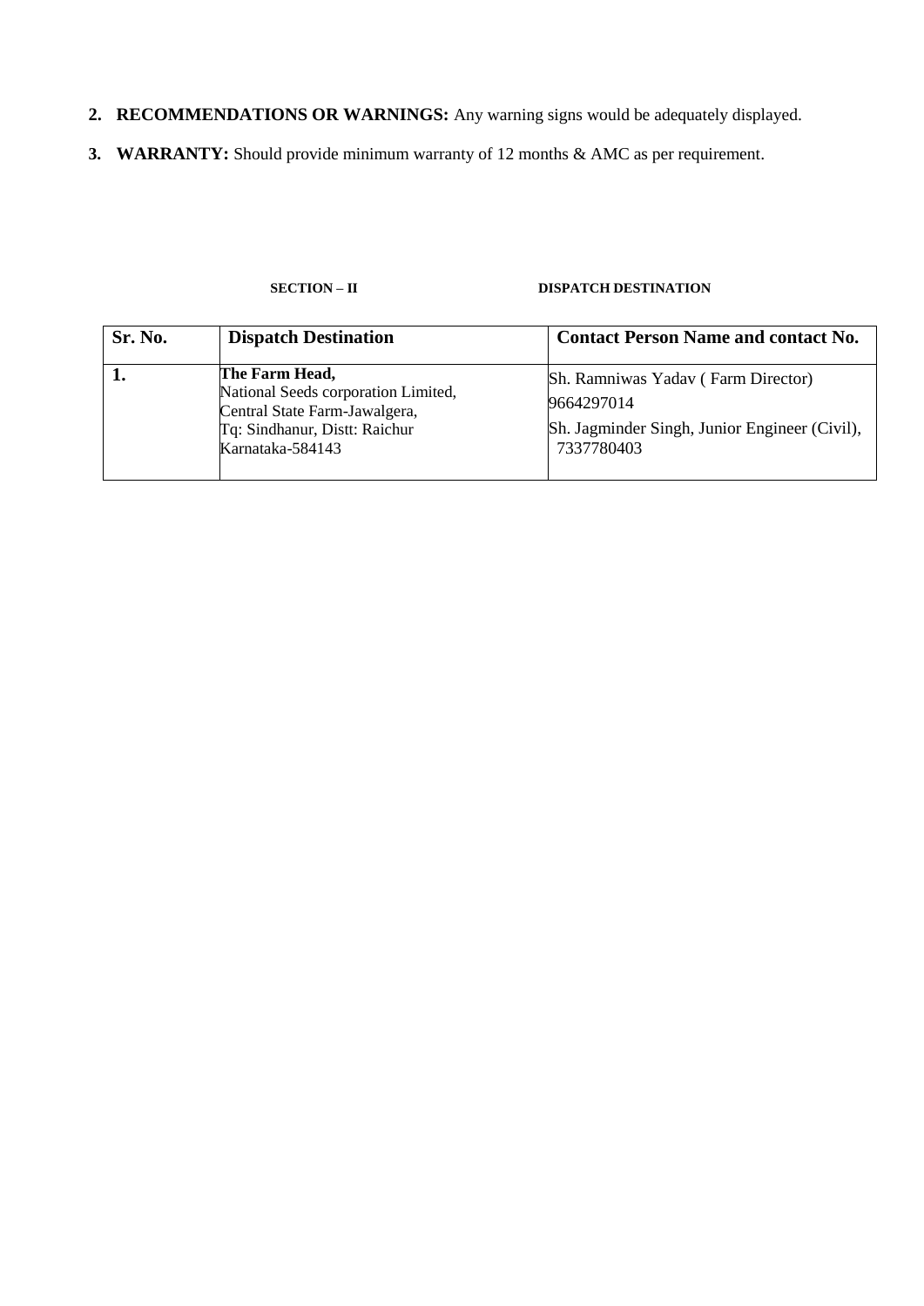2. **RECOMMENDATIONS OR WARNINGS:** Any warning signs would be adequately displayed.

3. **WARRANTY:** Should provide minimum warranty of 12 months & AMC as per requirement.

**SECTION – II DISPATCH DESTINATION**

| Sr. No. | Dispatch Destination | Contact Person Name and contact No. |
|---|---|---|
| **1.** | **The Farm Head,** National Seeds corporation Limited, Central State Farm-Jawalgera, Tq: Sindhanur, Distt: Raichur Karnataka-584143 | Sh. Ramniwas Yadav ( Farm Director) 9664297014<br>Sh. Jagminder Singh, Junior Engineer (Civil), 7337780403 |